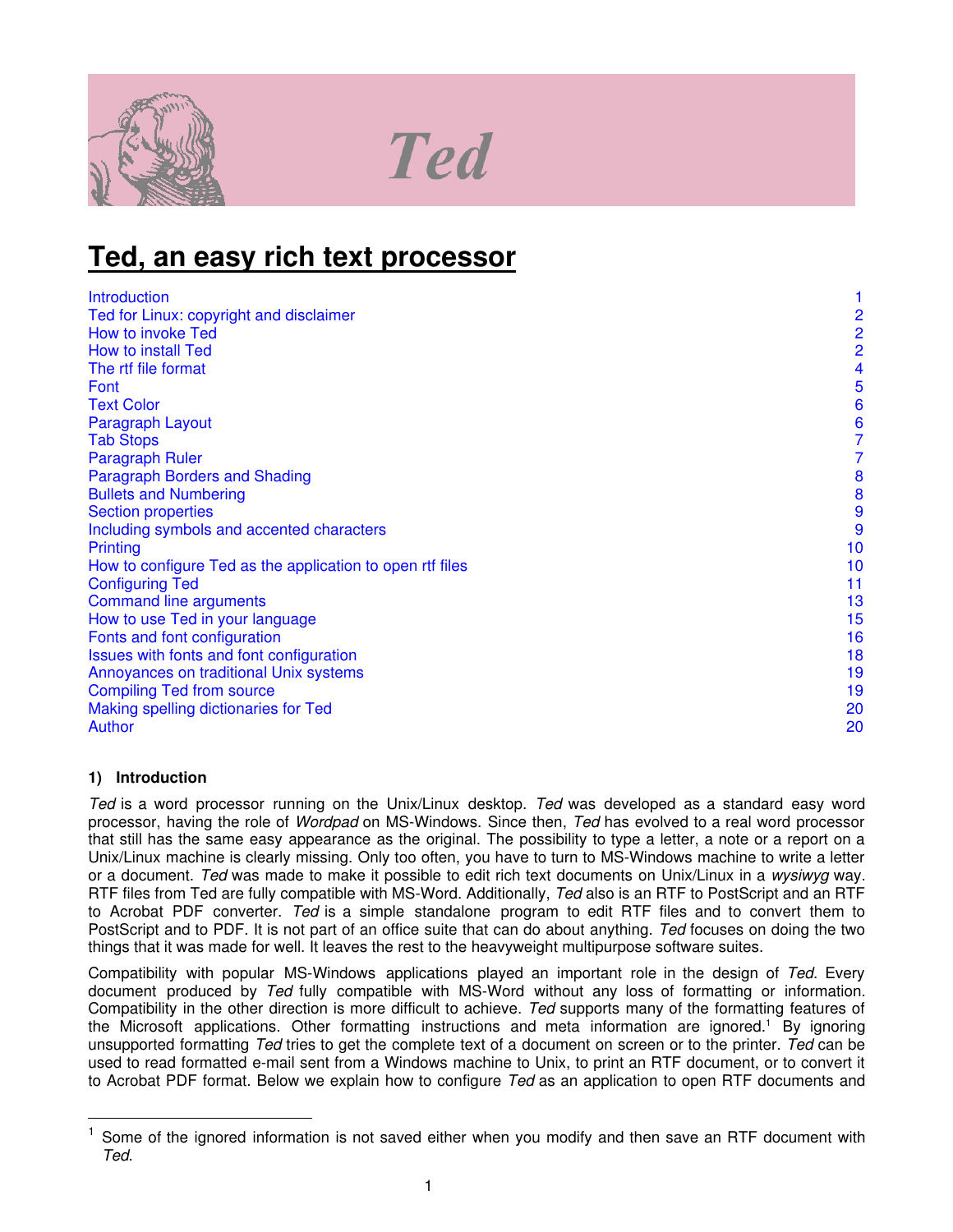# Ted

# Ted, an easy rich text processor

| | |
|---|---|
| Introduction | 1 |
| Ted for Linux: copyright and disclaimer | 2 |
| How to invoke Ted | 2 |
| How to install Ted | 2 |
| The rtf file format | 4 |
| Font | 5 |
| Text Color | 6 |
| Paragraph Layout | 6 |
| Tab Stops | 7 |
| Paragraph Ruler | 7 |
| Paragraph Borders and Shading | 8 |
| Bullets and Numbering | 8 |
| Section properties | 9 |
| Including symbols and accented characters | 9 |
| Printing | 10 |
| How to configure Ted as the application to open rtf files | 10 |
| Configuring Ted | 11 |
| Command line arguments | 13 |
| How to use Ted in your language | 15 |
| Fonts and font configuration | 16 |
| Issues with fonts and font configuration | 18 |
| Annoyances on traditional Unix systems | 19 |
| Compiling Ted from source | 19 |
| Making spelling dictionaries for Ted | 20 |
| Author | 20 |

#### 1) Introduction

*Ted* is a word processor running on the Unix/Linux desktop. *Ted* was developed as a standard easy word processor, having the role of *Wordpad* on MS-Windows. Since then, *Ted* has evolved to a real word processor that still has the same easy appearance as the original. The possibility to type a letter, a note or a report on a Unix/Linux machine is clearly missing. Only too often, you have to turn to MS-Windows machine to write a letter or a document. *Ted* was made to make it possible to edit rich text documents on Unix/Linux in a *wysiwyg* way. RTF files from Ted are fully compatible with MS-Word. Additionally, *Ted* also is an RTF to PostScript and an RTF to Acrobat PDF converter. *Ted* is a simple standalone program to edit RTF files and to convert them to PostScript and to PDF. It is not part of an office suite that can do about anything. *Ted* focuses on doing the two things that it was made for well. It leaves the rest to the heavyweight multipurpose software suites.

Compatibility with popular MS-Windows applications played an important role in the design of *Ted*. Every document produced by *Ted* fully compatible with MS-Word without any loss of formatting or information. Compatibility in the other direction is more difficult to achieve. *Ted* supports many of the formatting features of the Microsoft applications. Other formatting instructions and meta information are ignored.[1] By ignoring unsupported formatting *Ted* tries to get the complete text of a document on screen or to the printer. *Ted* can be used to read formatted e-mail sent from a Windows machine to Unix, to print an RTF document, or to convert it to Acrobat PDF format. Below we explain how to configure *Ted* as an application to open RTF documents and

---

[1] Some of the ignored information is not saved either when you modify and then save an RTF document with *Ted*.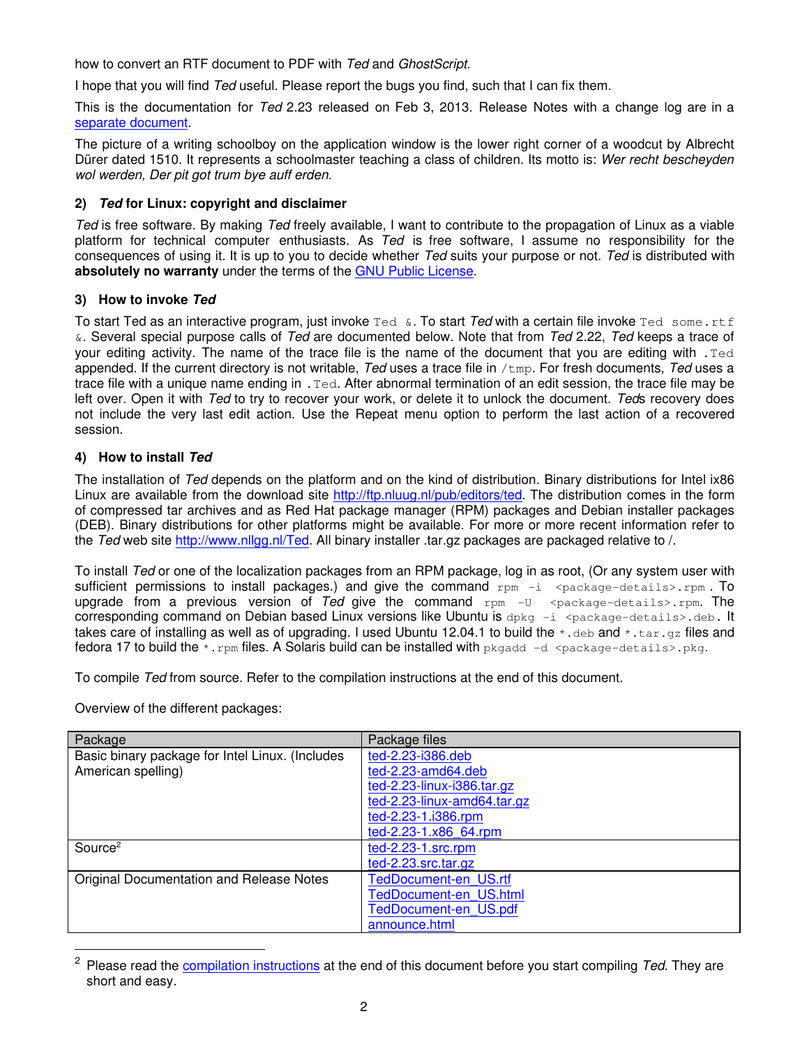how to convert an RTF document to PDF with *Ted* and *GhostScript*.

I hope that you will find *Ted* useful. Please report the bugs you find, such that I can fix them.

This is the documentation for *Ted* 2.23 released on Feb 3, 2013. Release Notes with a change log are in a separate document.

The picture of a writing schoolboy on the application window is the lower right corner of a woodcut by Albrecht Dürer dated 1510. It represents a schoolmaster teaching a class of children. Its motto is: *Wer recht bescheyden wol werden, Der pit got trum bye auff erden.*

### 2) *Ted* for Linux: copyright and disclaimer

*Ted* is free software. By making *Ted* freely available, I want to contribute to the propagation of Linux as a viable platform for technical computer enthusiasts. As *Ted* is free software, I assume no responsibility for the consequences of using it. It is up to you to decide whether *Ted* suits your purpose or not. *Ted* is distributed with **absolutely no warranty** under the terms of the GNU Public License.

### 3) How to invoke *Ted*

To start Ted as an interactive program, just invoke `Ted &`. To start *Ted* with a certain file invoke `Ted some.rtf &`. Several special purpose calls of *Ted* are documented below. Note that from *Ted* 2.22, *Ted* keeps a trace of your editing activity. The name of the trace file is the name of the document that you are editing with `.Ted` appended. If the current directory is not writable, *Ted* uses a trace file in `/tmp`. For fresh documents, *Ted* uses a trace file with a unique name ending in `.Ted`. After abnormal termination of an edit session, the trace file may be left over. Open it with *Ted* to try to recover your work, or delete it to unlock the document. *Ted*s recovery does not include the very last edit action. Use the Repeat menu option to perform the last action of a recovered session.

### 4) How to install *Ted*

The installation of *Ted* depends on the platform and on the kind of distribution. Binary distributions for Intel ix86 Linux are available from the download site http://ftp.nluug.nl/pub/editors/ted. The distribution comes in the form of compressed tar archives and as Red Hat package manager (RPM) packages and Debian installer packages (DEB). Binary distributions for other platforms might be available. For more or more recent information refer to the *Ted* web site http://www.nllgg.nl/Ted. All binary installer .tar.gz packages are packaged relative to /.

To install *Ted* or one of the localization packages from an RPM package, log in as root, (Or any system user with sufficient permissions to install packages.) and give the command `rpm -i <package-details>.rpm`. To upgrade from a previous version of *Ted* give the command `rpm -U <package-details>.rpm`. The corresponding command on Debian based Linux versions like Ubuntu is `dpkg -i <package-details>.deb`. It takes care of installing as well as of upgrading. I used Ubuntu 12.04.1 to build the `*.deb` and `*.tar.gz` files and fedora 17 to build the `*.rpm` files. A Solaris build can be installed with `pkgadd -d <package-details>.pkg`.

To compile *Ted* from source. Refer to the compilation instructions at the end of this document.

Overview of the different packages:

| Package | Package files |
|---|---|
| Basic binary package for Intel Linux. (Includes American spelling) | ted-2.23-i386.deb<br>ted-2.23-amd64.deb<br>ted-2.23-linux-i386.tar.gz<br>ted-2.23-linux-amd64.tar.gz<br>ted-2.23-1.i386.rpm<br>ted-2.23-1.x86_64.rpm |
| Source[2] | ted-2.23-1.src.rpm<br>ted-2.23.src.tar.gz |
| Original Documentation and Release Notes | TedDocument-en_US.rtf<br>TedDocument-en_US.html<br>TedDocument-en_US.pdf<br>announce.html |

[2] Please read the compilation instructions at the end of this document before you start compiling *Ted*. They are short and easy.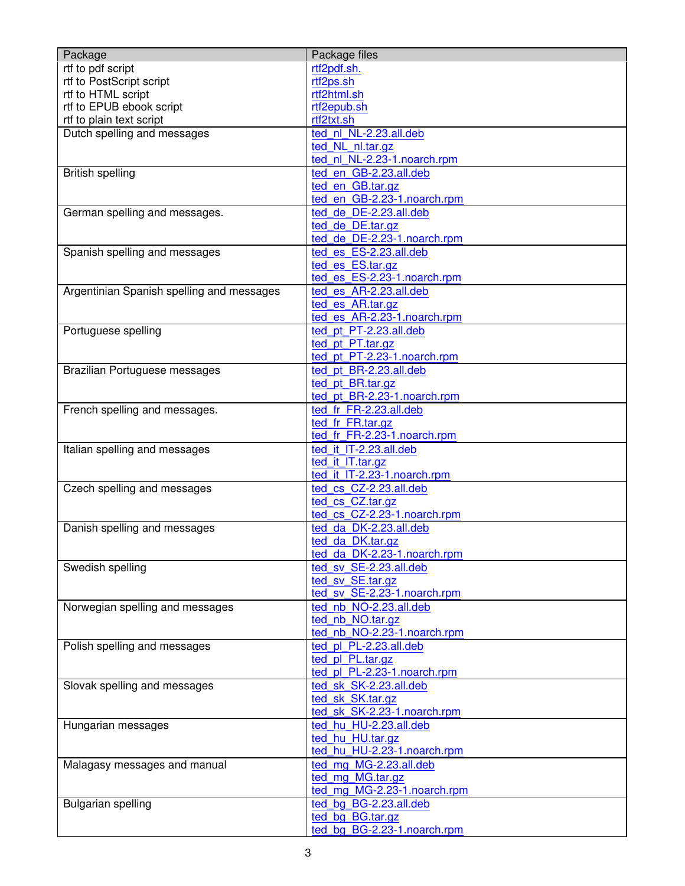| Package | Package files |
| --- | --- |
| rtf to pdf script<br>rtf to PostScript script<br>rtf to HTML script<br>rtf to EPUB ebook script<br>rtf to plain text script | rtf2pdf.sh.<br>rtf2ps.sh<br>rtf2html.sh<br>rtf2epub.sh<br>rtf2txt.sh |
| Dutch spelling and messages | ted_nl_NL-2.23.all.deb<br>ted_NL_nl.tar.gz<br>ted_nl_NL-2.23-1.noarch.rpm |
| British spelling | ted_en_GB-2.23.all.deb<br>ted_en_GB.tar.gz<br>ted_en_GB-2.23-1.noarch.rpm |
| German spelling and messages. | ted_de_DE-2.23.all.deb<br>ted_de_DE.tar.gz<br>ted_de_DE-2.23-1.noarch.rpm |
| Spanish spelling and messages | ted_es_ES-2.23.all.deb<br>ted_es_ES.tar.gz<br>ted_es_ES-2.23-1.noarch.rpm |
| Argentinian Spanish spelling and messages | ted_es_AR-2.23.all.deb<br>ted_es_AR.tar.gz<br>ted_es_AR-2.23-1.noarch.rpm |
| Portuguese spelling | ted_pt_PT-2.23.all.deb<br>ted_pt_PT.tar.gz<br>ted_pt_PT-2.23-1.noarch.rpm |
| Brazilian Portuguese messages | ted_pt_BR-2.23.all.deb<br>ted_pt_BR.tar.gz<br>ted_pt_BR-2.23-1.noarch.rpm |
| French spelling and messages. | ted_fr_FR-2.23.all.deb<br>ted_fr_FR.tar.gz<br>ted_fr_FR-2.23-1.noarch.rpm |
| Italian spelling and messages | ted_it_IT-2.23.all.deb<br>ted_it_IT.tar.gz<br>ted_it_IT-2.23-1.noarch.rpm |
| Czech spelling and messages | ted_cs_CZ-2.23.all.deb<br>ted_cs_CZ.tar.gz<br>ted_cs_CZ-2.23-1.noarch.rpm |
| Danish spelling and messages | ted_da_DK-2.23.all.deb<br>ted_da_DK.tar.gz<br>ted_da_DK-2.23-1.noarch.rpm |
| Swedish spelling | ted_sv_SE-2.23.all.deb<br>ted_sv_SE.tar.gz<br>ted_sv_SE-2.23-1.noarch.rpm |
| Norwegian spelling and messages | ted_nb_NO-2.23.all.deb<br>ted_nb_NO.tar.gz<br>ted_nb_NO-2.23-1.noarch.rpm |
| Polish spelling and messages | ted_pl_PL-2.23.all.deb<br>ted_pl_PL.tar.gz<br>ted_pl_PL-2.23-1.noarch.rpm |
| Slovak spelling and messages | ted_sk_SK-2.23.all.deb<br>ted_sk_SK.tar.gz<br>ted_sk_SK-2.23-1.noarch.rpm |
| Hungarian messages | ted_hu_HU-2.23.all.deb<br>ted_hu_HU.tar.gz<br>ted_hu_HU-2.23-1.noarch.rpm |
| Malagasy messages and manual | ted_mg_MG-2.23.all.deb<br>ted_mg_MG.tar.gz<br>ted_mg_MG-2.23-1.noarch.rpm |
| Bulgarian spelling | ted_bg_BG-2.23.all.deb<br>ted_bg_BG.tar.gz<br>ted_bg_BG-2.23-1.noarch.rpm |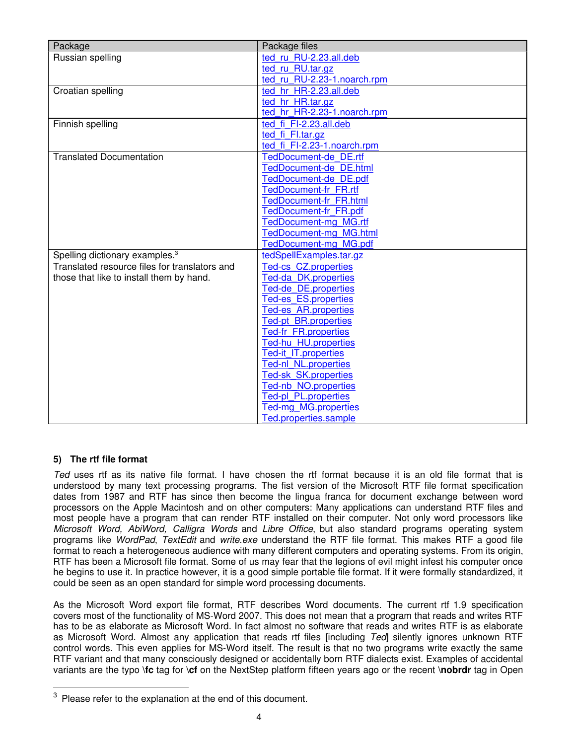| Package | Package files |
|---|---|
| Russian spelling | ted_ru_RU-2.23.all.deb<br>ted_ru_RU.tar.gz<br>ted_ru_RU-2.23-1.noarch.rpm |
| Croatian spelling | ted_hr_HR-2.23.all.deb<br>ted_hr_HR.tar.gz<br>ted_hr_HR-2.23-1.noarch.rpm |
| Finnish spelling | ted_fi_FI-2.23.all.deb<br>ted_fi_FI.tar.gz<br>ted_fi_FI-2.23-1.noarch.rpm |
| Translated Documentation | TedDocument-de_DE.rtf<br>TedDocument-de_DE.html<br>TedDocument-de_DE.pdf<br>TedDocument-fr_FR.rtf<br>TedDocument-fr_FR.html<br>TedDocument-fr_FR.pdf<br>TedDocument-mg_MG.rtf<br>TedDocument-mg_MG.html<br>TedDocument-mg_MG.pdf |
| Spelling dictionary examples.[3] | tedSpellExamples.tar.gz |
| Translated resource files for translators and those that like to install them by hand. | Ted-cs_CZ.properties<br>Ted-da_DK.properties<br>Ted-de_DE.properties<br>Ted-es_ES.properties<br>Ted-es_AR.properties<br>Ted-pt_BR.properties<br>Ted-fr_FR.properties<br>Ted-hu_HU.properties<br>Ted-it_IT.properties<br>Ted-nl_NL.properties<br>Ted-sk_SK.properties<br>Ted-nb_NO.properties<br>Ted-pl_PL.properties<br>Ted-mg_MG.properties<br>Ted.properties.sample |

### 5) The rtf file format

*Ted* uses rtf as its native file format. I have chosen the rtf format because it is an old file format that is understood by many text processing programs. The fist version of the Microsoft RTF file format specification dates from 1987 and RTF has since then become the lingua franca for document exchange between word processors on the Apple Macintosh and on other computers: Many applications can understand RTF files and most people have a program that can render RTF installed on their computer. Not only word processors like *Microsoft Word, AbiWord, Calligra Words* and *Libre Office*, but also standard programs operating system programs like *WordPad*, *TextEdit* and *write.exe* understand the RTF file format. This makes RTF a good file format to reach a heterogeneous audience with many different computers and operating systems. From its origin, RTF has been a Microsoft file format. Some of us may fear that the legions of evil might infest his computer once he begins to use it. In practice however, it is a good simple portable file format. If it were formally standardized, it could be seen as an open standard for simple word processing documents.

As the Microsoft Word export file format, RTF describes Word documents. The current rtf 1.9 specification covers most of the functionality of MS-Word 2007. This does not mean that a program that reads and writes RTF has to be as elaborate as Microsoft Word. In fact almost no software that reads and writes RTF is as elaborate as Microsoft Word. Almost any application that reads rtf files [including *Ted*] silently ignores unknown RTF control words. This even applies for MS-Word itself. The result is that no two programs write exactly the same RTF variant and that many consciously designed or accidentally born RTF dialects exist. Examples of accidental variants are the typo **\fc** tag for **\cf** on the NextStep platform fifteen years ago or the recent **\nobrdr** tag in Open

[3] Please refer to the explanation at the end of this document.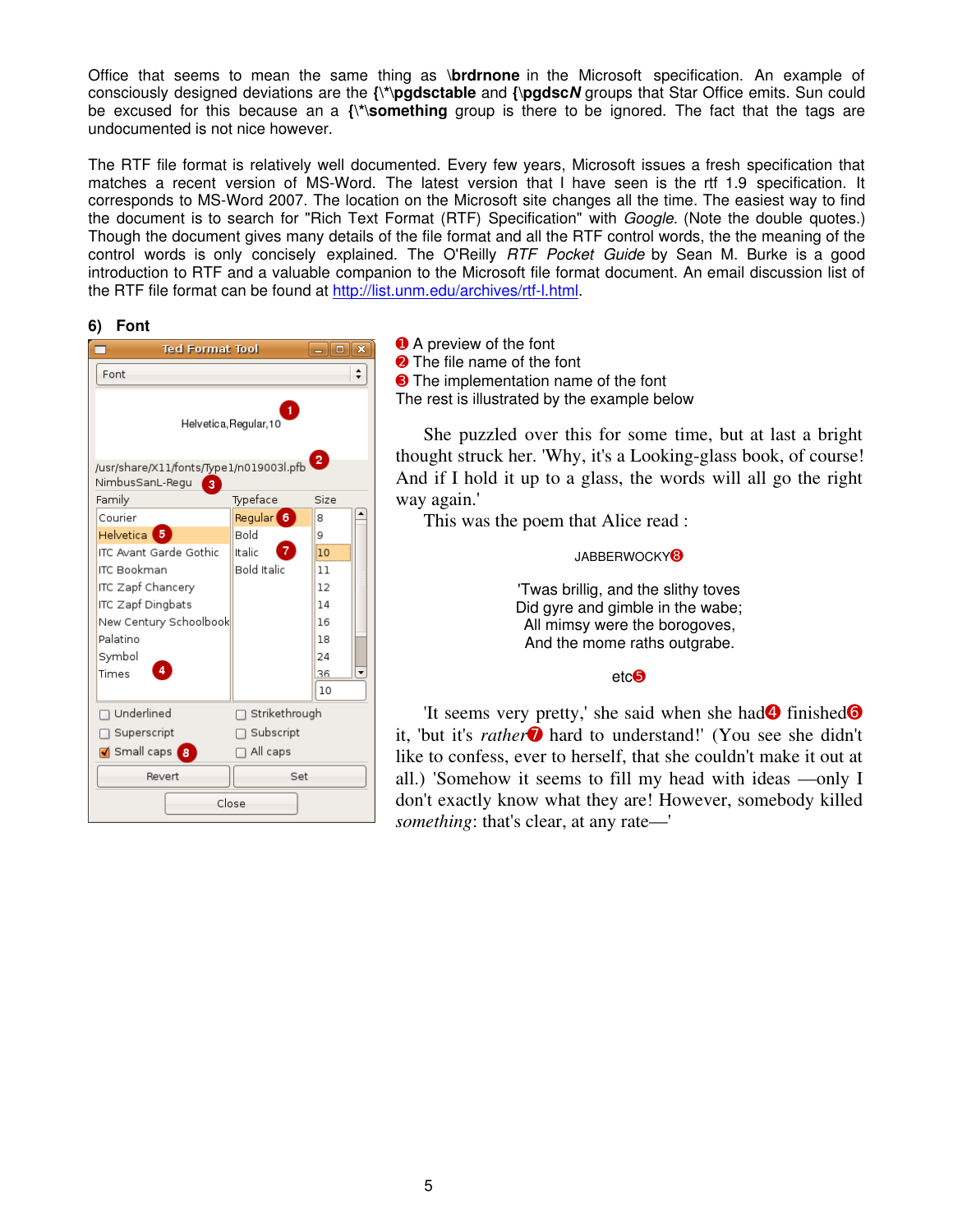Office that seems to mean the same thing as **\brdrnone** in the Microsoft specification. An example of consciously designed deviations are the **{\*\pgdsctable** and **{\pgdsc*N*** groups that Star Office emits. Sun could be excused for this because an a **{\*\something** group is there to be ignored. The fact that the tags are undocumented is not nice however.

The RTF file format is relatively well documented. Every few years, Microsoft issues a fresh specification that matches a recent version of MS-Word. The latest version that I have seen is the rtf 1.9 specification. It corresponds to MS-Word 2007. The location on the Microsoft site changes all the time. The easiest way to find the document is to search for "Rich Text Format (RTF) Specification" with *Google*. (Note the double quotes.) Though the document gives many details of the file format and all the RTF control words, the the meaning of the control words is only concisely explained. The O'Reilly *RTF Pocket Guide* by Sean M. Burke is a good introduction to RTF and a valuable companion to the Microsoft file format document. An email discussion list of the RTF file format can be found at http://list.unm.edu/archives/rtf-l.html.

### 6) Font

❶ A preview of the font
❷ The file name of the font
❸ The implementation name of the font
The rest is illustrated by the example below

She puzzled over this for some time, but at last a bright thought struck her. 'Why, it's a Looking-glass book, of course! And if I hold it up to a glass, the words will all go the right way again.'
This was the poem that Alice read :

JABBERWOCKY❽

'Twas brillig, and the slithy toves
Did gyre and gimble in the wabe;
All mimsy were the borogoves,
And the mome raths outgrabe.

etc❺

'It seems very pretty,' she said when she had❹ finished❻ it, 'but it's *rather*❼ hard to understand!' (You see she didn't like to confess, ever to herself, that she couldn't make it out at all.) 'Somehow it seems to fill my head with ideas —only I don't exactly know what they are! However, somebody killed *something*: that's clear, at any rate—'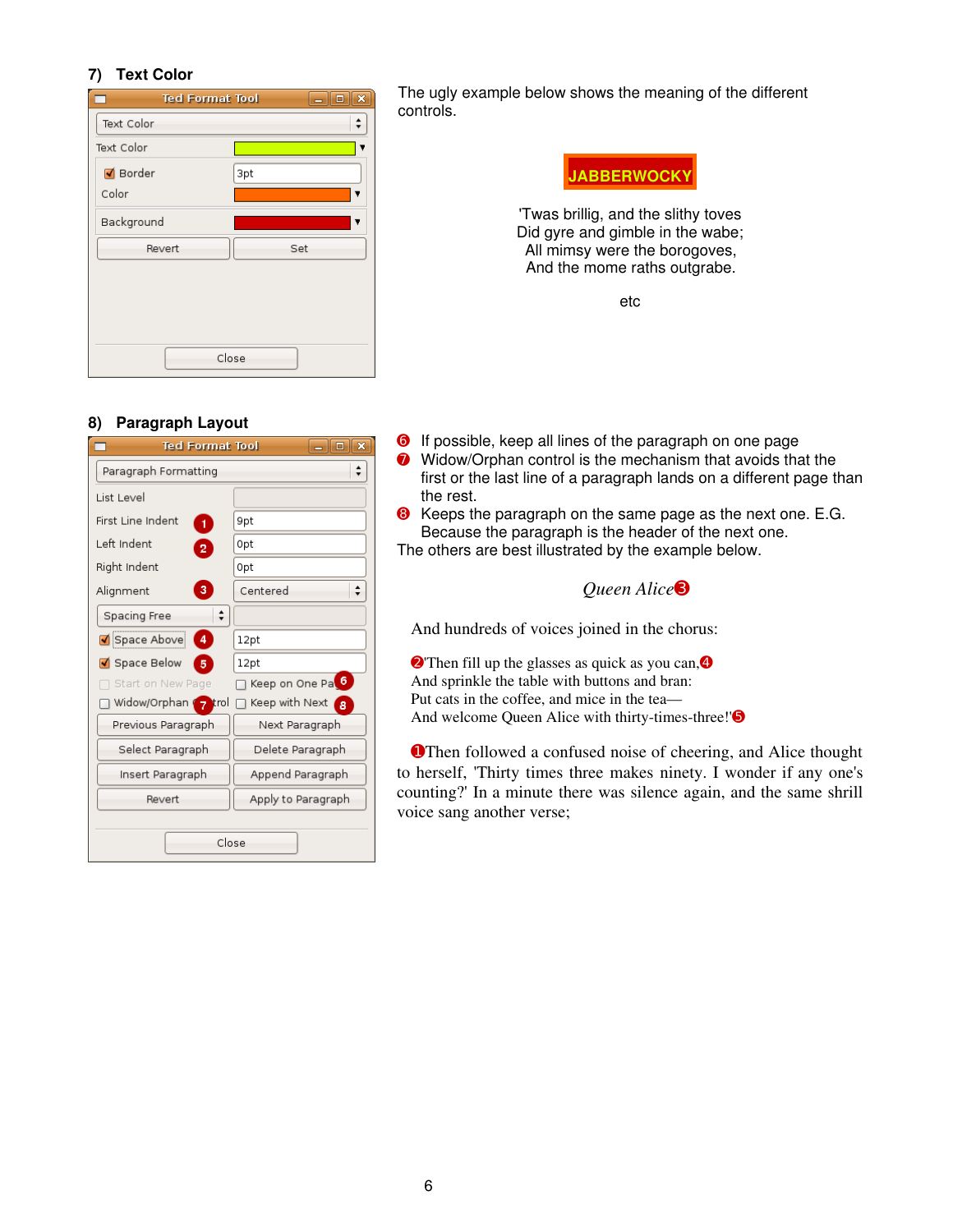## 7) Text Color

The ugly example below shows the meaning of the different controls.

JABBERWOCKY

'Twas brillig, and the slithy toves
Did gyre and gimble in the wabe;
All mimsy were the borogoves,
And the mome raths outgrabe.

etc

## 8) Paragraph Layout

❻ If possible, keep all lines of the paragraph on one page
❼ Widow/Orphan control is the mechanism that avoids that the first or the last line of a paragraph lands on a different page than the rest.
❽ Keeps the paragraph on the same page as the next one. E.G. Because the paragraph is the header of the next one.

The others are best illustrated by the example below.

*Queen Alice*❸

And hundreds of voices joined in the chorus:

❷'Then fill up the glasses as quick as you can,❹
And sprinkle the table with buttons and bran:
Put cats in the coffee, and mice in the tea—
And welcome Queen Alice with thirty-times-three!'❺

❶Then followed a confused noise of cheering, and Alice thought to herself, 'Thirty times three makes ninety. I wonder if any one's counting?' In a minute there was silence again, and the same shrill voice sang another verse;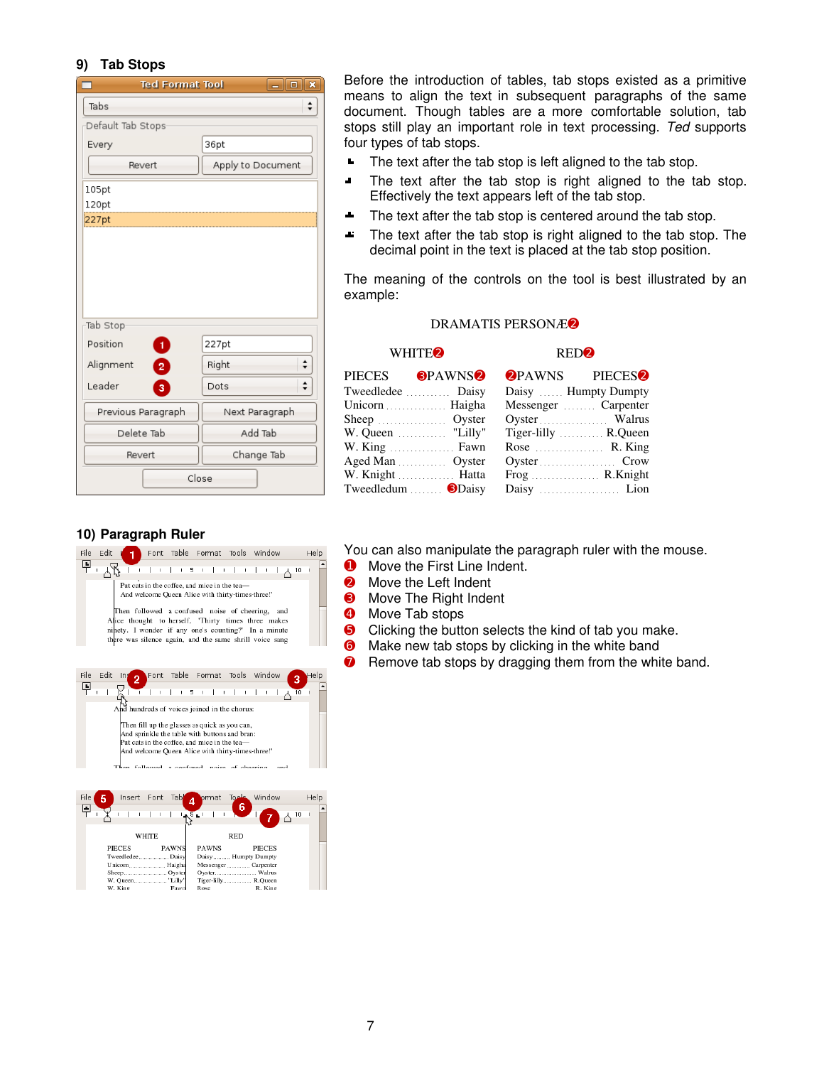## 9) Tab Stops

Before the introduction of tables, tab stops existed as a primitive means to align the text in subsequent paragraphs of the same document. Though tables are a more comfortable solution, tab stops still play an important role in text processing. *Ted* supports four types of tab stops.

- The text after the tab stop is left aligned to the tab stop.
- The text after the tab stop is right aligned to the tab stop. Effectively the text appears left of the tab stop.
- The text after the tab stop is centered around the tab stop.
- The text after the tab stop is right aligned to the tab stop. The decimal point in the text is placed at the tab stop position.

The meaning of the controls on the tool is best illustrated by an example:

DRAMATIS PERSONÆ❷

| WHITE❷ | | RED❷ | |
|---|---|---|---|
| PIECES | ❸PAWNS❷ | ❷PAWNS | PIECES❷ |
| Tweedledee ........... | Daisy | Daisy ...... | Humpty Dumpty |
| Unicorn ............... | Haigha | Messenger ........ | Carpenter |
| Sheep ................. | Oyster | Oyster ................. | Walrus |
| W. Queen ........... | "Lilly" | Tiger-lilly ........... | R.Queen |
| W. King ................ | Fawn | Rose ................. | R. King |
| Aged Man ............ | Oyster | Oyster .................... | Crow |
| W. Knight ............. | Hatta | Frog ................. | R.Knight |
| Tweedledum ........ | ❸Daisy | Daisy ..................... | Lion |

## 10) Paragraph Ruler

You can also manipulate the paragraph ruler with the mouse.

❶ Move the First Line Indent.
❷ Move the Left Indent
❸ Move The Right Indent
❹ Move Tab stops
❺ Clicking the button selects the kind of tab you make.
❻ Make new tab stops by clicking in the white band
❼ Remove tab stops by dragging them from the white band.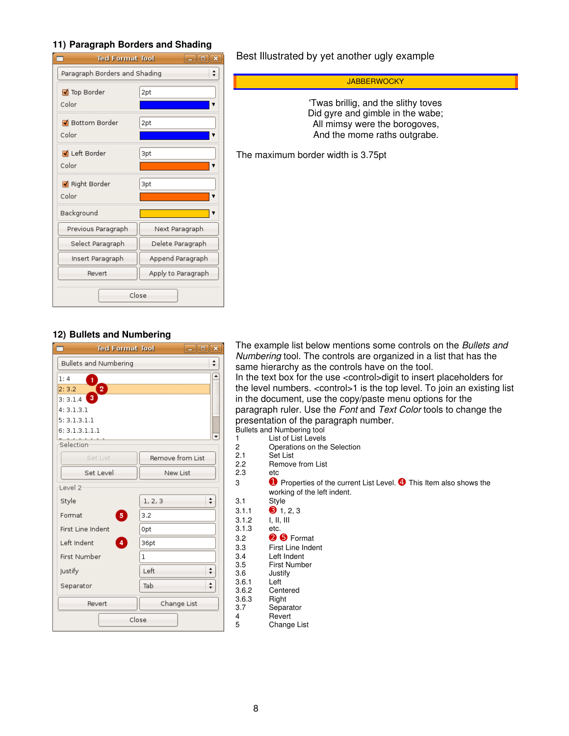## 11) Paragraph Borders and Shading

Best Illustrated by yet another ugly example

JABBERWOCKY

'Twas brillig, and the slithy toves
Did gyre and gimble in the wabe;
All mimsy were the borogoves,
And the mome raths outgrabe.

The maximum border width is 3.75pt

## 12) Bullets and Numbering

The example list below mentions some controls on the *Bullets and Numbering* tool. The controls are organized in a list that has the same hierarchy as the controls have on the tool.
In the text box for the use <control>digit to insert placeholders for the level numbers. <control>1 is the top level. To join an existing list in the document, use the copy/paste menu options for the paragraph ruler. Use the *Font* and *Text Color* tools to change the presentation of the paragraph number.

Bullets and Numbering tool

| | |
|---|---|
| 1 | List of List Levels |
| 2 | Operations on the Selection |
| 2.1 | Set List |
| 2.2 | Remove from List |
| 2.3 | etc |
| 3 | ❶ Properties of the current List Level. ❹ This Item also shows the working of the left indent. |
| 3.1 | Style |
| 3.1.1 | ❸ 1, 2, 3 |
| 3.1.2 | I, II, III |
| 3.1.3 | etc. |
| 3.2 | ❷ ❺ Format |
| 3.3 | First Line Indent |
| 3.4 | Left Indent |
| 3.5 | First Number |
| 3.6 | Justify |
| 3.6.1 | Left |
| 3.6.2 | Centered |
| 3.6.3 | Right |
| 3.7 | Separator |
| 4 | Revert |
| 5 | Change List |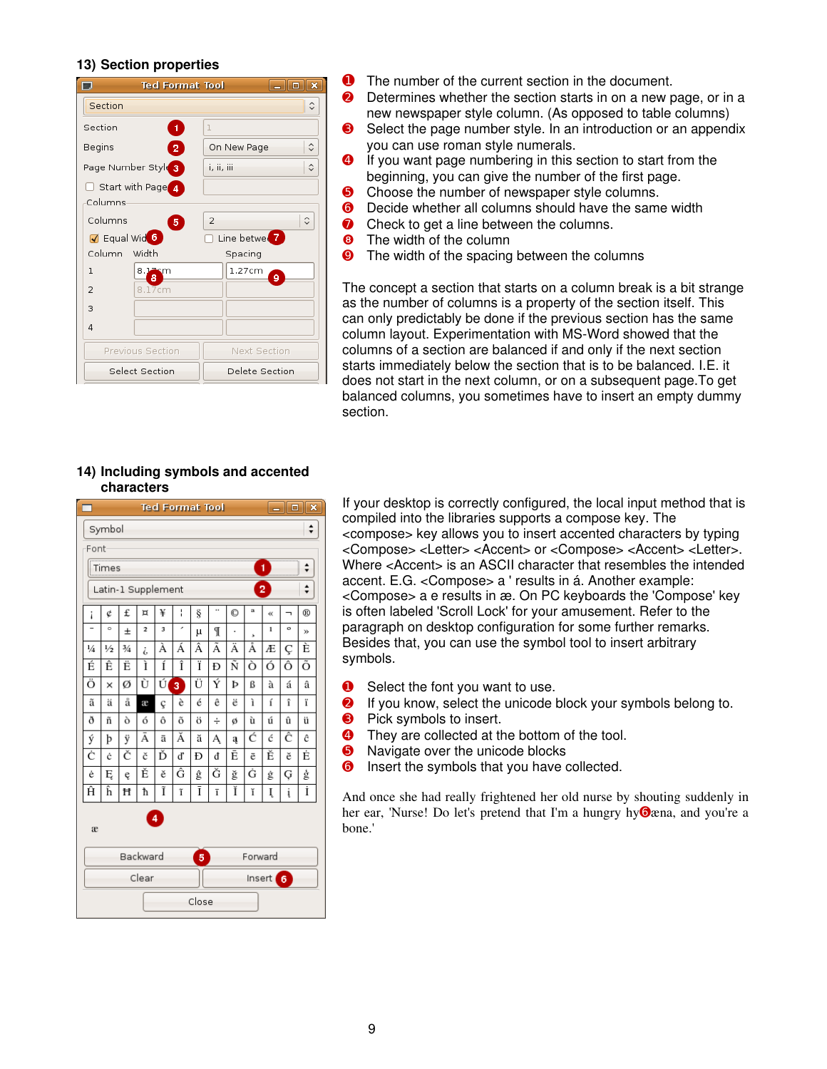### 13) Section properties

1. The number of the current section in the document.
2. Determines whether the section starts in on a new page, or in a new newspaper style column. (As opposed to table columns)
3. Select the page number style. In an introduction or an appendix you can use roman style numerals.
4. If you want page numbering in this section to start from the beginning, you can give the number of the first page.
5. Choose the number of newspaper style columns.
6. Decide whether all columns should have the same width
7. Check to get a line between the columns.
8. The width of the column
9. The width of the spacing between the columns

The concept a section that starts on a column break is a bit strange as the number of columns is a property of the section itself. This can only predictably be done if the previous section has the same column layout. Experimentation with MS-Word showed that the columns of a section are balanced if and only if the next section starts immediately below the section that is to be balanced. I.E. it does not start in the next column, or on a subsequent page.To get balanced columns, you sometimes have to insert an empty dummy section.

### 14) Including symbols and accented characters

If your desktop is correctly configured, the local input method that is compiled into the libraries supports a compose key. The <compose> key allows you to insert accented characters by typing <Compose> <Letter> <Accent> or <Compose> <Accent> <Letter>. Where <Accent> is an ASCII character that resembles the intended accent. E.G. <Compose> a ' results in á. Another example: <Compose> a e results in æ. On PC keyboards the 'Compose' key is often labeled 'Scroll Lock' for your amusement. Refer to the paragraph on desktop configuration for some further remarks. Besides that, you can use the symbol tool to insert arbitrary symbols.

1. Select the font you want to use.
2. If you know, select the unicode block your symbols belong to.
3. Pick symbols to insert.
4. They are collected at the bottom of the tool.
5. Navigate over the unicode blocks
6. Insert the symbols that you have collected.

And once she had really frightened her old nurse by shouting suddenly in her ear, 'Nurse! Do let's pretend that I'm a hungry hyæna, and you're a bone.'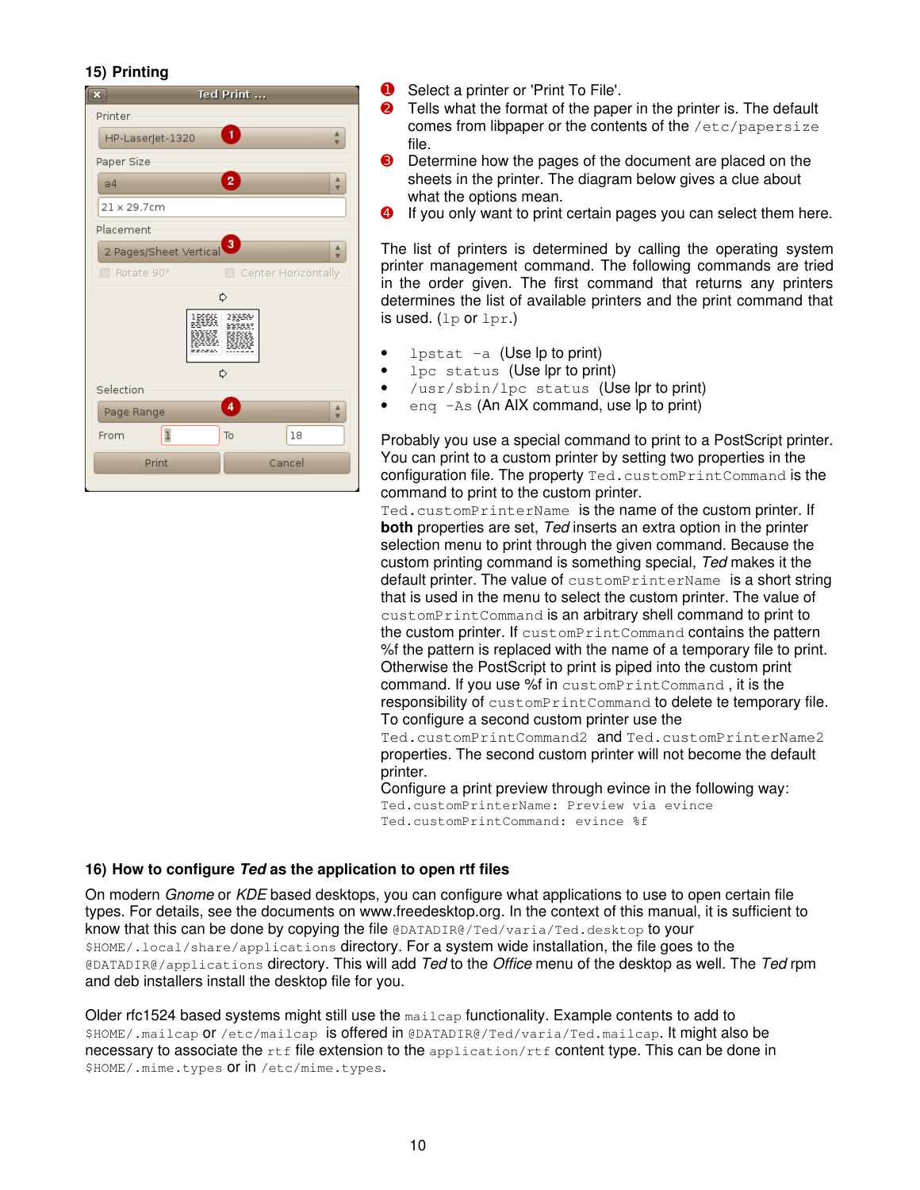## 15) Printing

1. Select a printer or 'Print To File'.
2. Tells what the format of the paper in the printer is. The default comes from libpaper or the contents of the `/etc/papersize` file.
3. Determine how the pages of the document are placed on the sheets in the printer. The diagram below gives a clue about what the options mean.
4. If you only want to print certain pages you can select them here.

The list of printers is determined by calling the operating system printer management command. The following commands are tried in the order given. The first command that returns any printers determines the list of available printers and the print command that is used. (`lp` or `lpr`.)

- `lpstat -a` (Use lp to print)
- `lpc status` (Use lpr to print)
- `/usr/sbin/lpc status` (Use lpr to print)
- `enq -As` (An AIX command, use lp to print)

Probably you use a special command to print to a PostScript printer. You can print to a custom printer by setting two properties in the configuration file. The property `Ted.customPrintCommand` is the command to print to the custom printer. `Ted.customPrinterName` is the name of the custom printer. If **both** properties are set, *Ted* inserts an extra option in the printer selection menu to print through the given command. Because the custom printing command is something special, *Ted* makes it the default printer. The value of `customPrinterName` is a short string that is used in the menu to select the custom printer. The value of `customPrintCommand` is an arbitrary shell command to print to the custom printer. If `customPrintCommand` contains the pattern %f the pattern is replaced with the name of a temporary file to print. Otherwise the PostScript to print is piped into the custom print command. If you use %f in `customPrintCommand`, it is the responsibility of `customPrintCommand` to delete te temporary file. To configure a second custom printer use the `Ted.customPrintCommand2` and `Ted.customPrinterName2` properties. The second custom printer will not become the default printer.
Configure a print preview through evince in the following way:

```
Ted.customPrinterName: Preview via evince
Ted.customPrintCommand: evince %f
```

## 16) How to configure *Ted* as the application to open rtf files

On modern *Gnome* or *KDE* based desktops, you can configure what applications to use to open certain file types. For details, see the documents on www.freedesktop.org. In the context of this manual, it is sufficient to know that this can be done by copying the file `@DATADIR@/Ted/varia/Ted.desktop` to your `$HOME/.local/share/applications` directory. For a system wide installation, the file goes to the `@DATADIR@/applications` directory. This will add *Ted* to the *Office* menu of the desktop as well. The *Ted* rpm and deb installers install the desktop file for you.

Older rfc1524 based systems might still use the `mailcap` functionality. Example contents to add to `$HOME/.mailcap` or `/etc/mailcap` is offered in `@DATADIR@/Ted/varia/Ted.mailcap`. It might also be necessary to associate the `rtf` file extension to the `application/rtf` content type. This can be done in `$HOME/.mime.types` or in `/etc/mime.types`.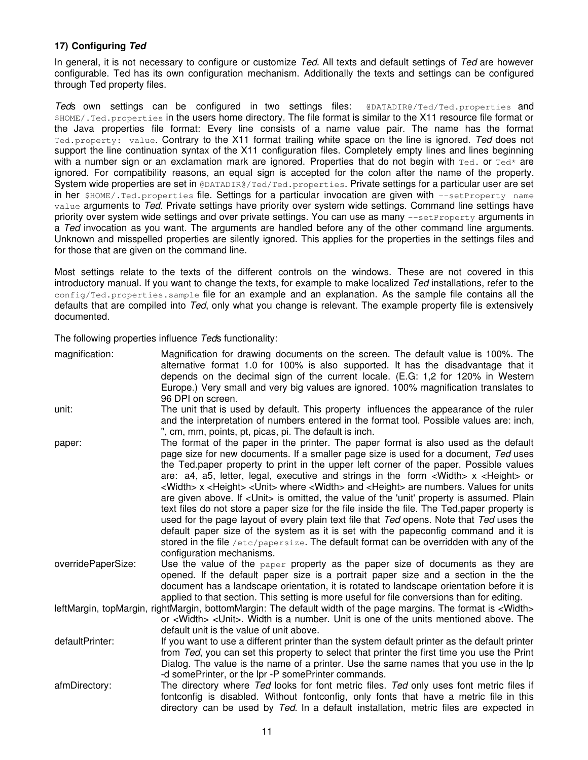### 17) Configuring *Ted*

In general, it is not necessary to configure or customize *Ted*. All texts and default settings of *Ted* are however configurable. Ted has its own configuration mechanism. Additionally the texts and settings can be configured through Ted property files.

*Ted*s own settings can be configured in two settings files: `@DATADIR@/Ted/Ted.properties` and `$HOME/.Ted.properties` in the users home directory. The file format is similar to the X11 resource file format or the Java properties file format: Every line consists of a name value pair. The name has the format `Ted.property: value`. Contrary to the X11 format trailing white space on the line is ignored. *Ted* does not support the line continuation syntax of the X11 configuration files. Completely empty lines and lines beginning with a number sign or an exclamation mark are ignored. Properties that do not begin with `Ted.` or `Ted*` are ignored. For compatibility reasons, an equal sign is accepted for the colon after the name of the property. System wide properties are set in `@DATADIR@/Ted/Ted.properties`. Private settings for a particular user are set in her `$HOME/.Ted.properties` file. Settings for a particular invocation are given with `--setProperty name value` arguments to *Ted*. Private settings have priority over system wide settings. Command line settings have priority over system wide settings and over private settings. You can use as many `--setProperty` arguments in a *Ted* invocation as you want. The arguments are handled before any of the other command line arguments. Unknown and misspelled properties are silently ignored. This applies for the properties in the settings files and for those that are given on the command line.

Most settings relate to the texts of the different controls on the windows. These are not covered in this introductory manual. If you want to change the texts, for example to make localized *Ted* installations, refer to the `config/Ted.properties.sample` file for an example and an explanation. As the sample file contains all the defaults that are compiled into *Ted*, only what you change is relevant. The example property file is extensively documented.

The following properties influence *Ted*s functionality:

magnification: Magnification for drawing documents on the screen. The default value is 100%. The alternative format 1.0 for 100% is also supported. It has the disadvantage that it depends on the decimal sign of the current locale. (E.G: 1,2 for 120% in Western Europe.) Very small and very big values are ignored. 100% magnification translates to 96 DPI on screen.

unit: The unit that is used by default. This property influences the appearance of the ruler and the interpretation of numbers entered in the format tool. Possible values are: inch, ", cm, mm, points, pt, picas, pi. The default is inch.

paper: The format of the paper in the printer. The paper format is also used as the default page size for new documents. If a smaller page size is used for a document, *Ted* uses the Ted.paper property to print in the upper left corner of the paper. Possible values are: a4, a5, letter, legal, executive and strings in the form <Width> x <Height> or <Width> x <Height> <Unit> where <Width> and <Height> are numbers. Values for units are given above. If <Unit> is omitted, the value of the 'unit' property is assumed. Plain text files do not store a paper size for the file inside the file. The Ted.paper property is used for the page layout of every plain text file that *Ted* opens. Note that *Ted* uses the default paper size of the system as it is set with the papeconfig command and it is stored in the file `/etc/papersize`. The default format can be overridden with any of the configuration mechanisms.

overridePaperSize: Use the value of the `paper` property as the paper size of documents as they are opened. If the default paper size is a portrait paper size and a section in the the document has a landscape orientation, it is rotated to landscape orientation before it is applied to that section. This setting is more useful for file conversions than for editing.

leftMargin, topMargin, rightMargin, bottomMargin: The default width of the page margins. The format is <Width> or <Width> <Unit>. Width is a number. Unit is one of the units mentioned above. The default unit is the value of unit above.

defaultPrinter: If you want to use a different printer than the system default printer as the default printer from *Ted*, you can set this property to select that printer the first time you use the Print Dialog. The value is the name of a printer. Use the same names that you use in the lp -d somePrinter, or the lpr -P somePrinter commands.

afmDirectory: The directory where *Ted* looks for font metric files. *Ted* only uses font metric files if fontconfig is disabled. Without fontconfig, only fonts that have a metric file in this directory can be used by *Ted*. In a default installation, metric files are expected in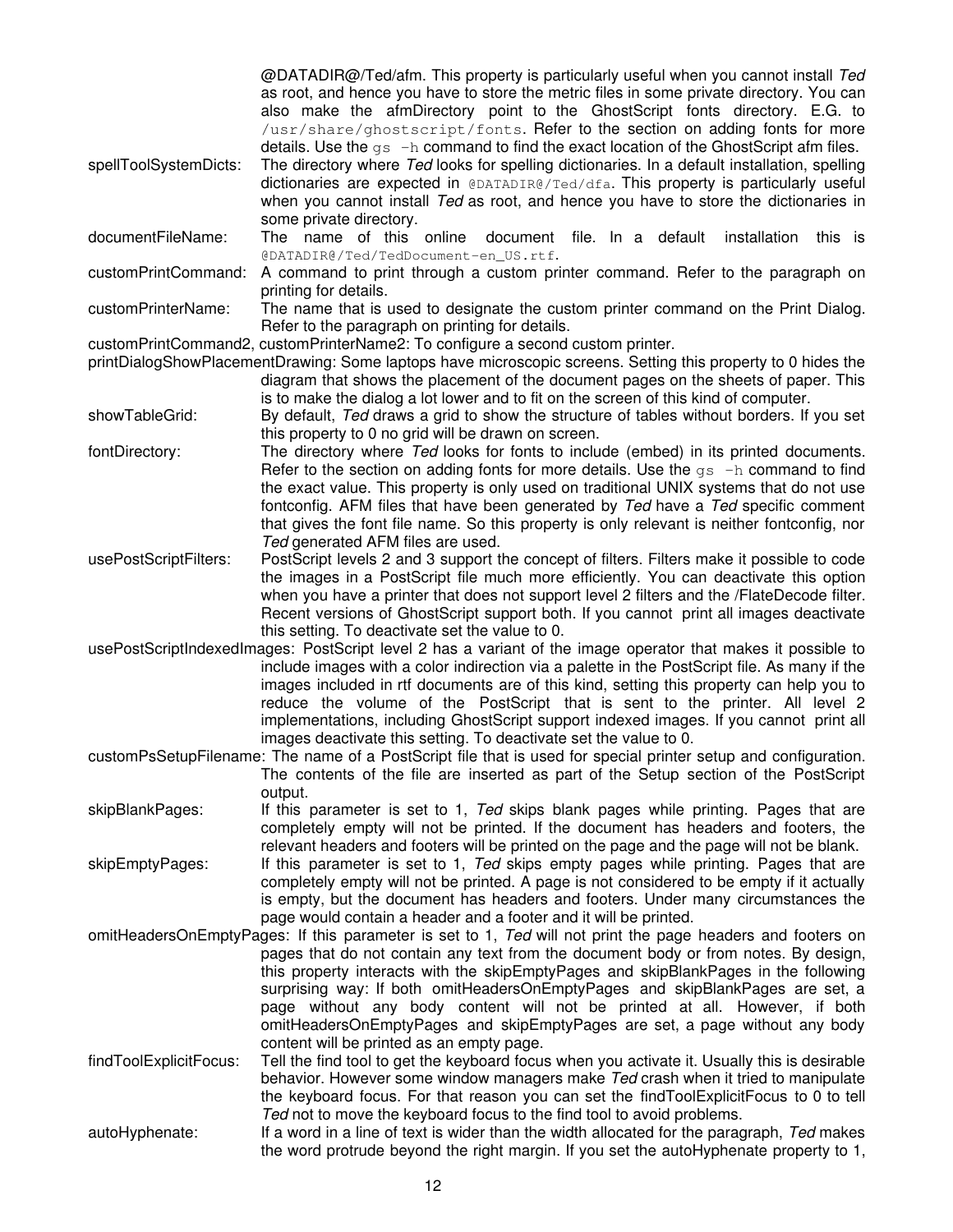@DATADIR@/Ted/afm. This property is particularly useful when you cannot install *Ted* as root, and hence you have to store the metric files in some private directory. You can also make the afmDirectory point to the GhostScript fonts directory. E.G. to `/usr/share/ghostscript/fonts`. Refer to the section on adding fonts for more details. Use the `gs -h` command to find the exact location of the GhostScript afm files.

spellToolSystemDicts: The directory where *Ted* looks for spelling dictionaries. In a default installation, spelling dictionaries are expected in `@DATADIR@/Ted/dfa`. This property is particularly useful when you cannot install *Ted* as root, and hence you have to store the dictionaries in some private directory.

documentFileName: The name of this online document file. In a default installation this is `@DATADIR@/Ted/TedDocument-en_US.rtf`.

customPrintCommand: A command to print through a custom printer command. Refer to the paragraph on printing for details.

customPrinterName: The name that is used to designate the custom printer command on the Print Dialog. Refer to the paragraph on printing for details.

customPrintCommand2, customPrinterName2: To configure a second custom printer.

printDialogShowPlacementDrawing: Some laptops have microscopic screens. Setting this property to 0 hides the diagram that shows the placement of the document pages on the sheets of paper. This is to make the dialog a lot lower and to fit on the screen of this kind of computer.

showTableGrid: By default, *Ted* draws a grid to show the structure of tables without borders. If you set this property to 0 no grid will be drawn on screen.

fontDirectory: The directory where *Ted* looks for fonts to include (embed) in its printed documents. Refer to the section on adding fonts for more details. Use the `gs -h` command to find the exact value. This property is only used on traditional UNIX systems that do not use fontconfig. AFM files that have been generated by *Ted* have a *Ted* specific comment that gives the font file name. So this property is only relevant is neither fontconfig, nor *Ted* generated AFM files are used.

usePostScriptFilters: PostScript levels 2 and 3 support the concept of filters. Filters make it possible to code the images in a PostScript file much more efficiently. You can deactivate this option when you have a printer that does not support level 2 filters and the /FlateDecode filter. Recent versions of GhostScript support both. If you cannot print all images deactivate this setting. To deactivate set the value to 0.

usePostScriptIndexedImages: PostScript level 2 has a variant of the image operator that makes it possible to include images with a color indirection via a palette in the PostScript file. As many if the images included in rtf documents are of this kind, setting this property can help you to reduce the volume of the PostScript that is sent to the printer. All level 2 implementations, including GhostScript support indexed images. If you cannot print all images deactivate this setting. To deactivate set the value to 0.

customPsSetupFilename: The name of a PostScript file that is used for special printer setup and configuration. The contents of the file are inserted as part of the Setup section of the PostScript output.

skipBlankPages: If this parameter is set to 1, *Ted* skips blank pages while printing. Pages that are completely empty will not be printed. If the document has headers and footers, the relevant headers and footers will be printed on the page and the page will not be blank.

skipEmptyPages: If this parameter is set to 1, *Ted* skips empty pages while printing. Pages that are completely empty will not be printed. A page is not considered to be empty if it actually is empty, but the document has headers and footers. Under many circumstances the page would contain a header and a footer and it will be printed.

omitHeadersOnEmptyPages: If this parameter is set to 1, *Ted* will not print the page headers and footers on pages that do not contain any text from the document body or from notes. By design, this property interacts with the skipEmptyPages and skipBlankPages in the following surprising way: If both omitHeadersOnEmptyPages and skipBlankPages are set, a page without any body content will not be printed at all. However, if both omitHeadersOnEmptyPages and skipEmptyPages are set, a page without any body content will be printed as an empty page.

findToolExplicitFocus: Tell the find tool to get the keyboard focus when you activate it. Usually this is desirable behavior. However some window managers make *Ted* crash when it tried to manipulate the keyboard focus. For that reason you can set the findToolExplicitFocus to 0 to tell *Ted* not to move the keyboard focus to the find tool to avoid problems.

autoHyphenate: If a word in a line of text is wider than the width allocated for the paragraph, *Ted* makes the word protrude beyond the right margin. If you set the autoHyphenate property to 1,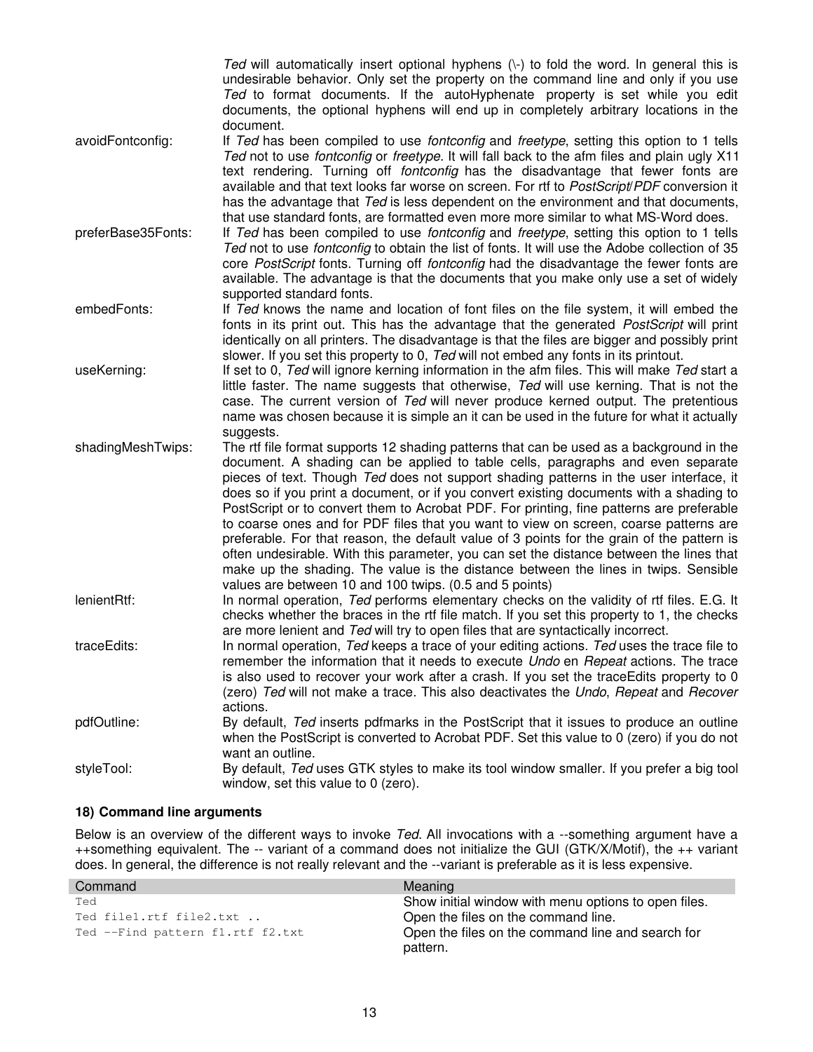*Ted* will automatically insert optional hyphens (\-) to fold the word. In general this is undesirable behavior. Only set the property on the command line and only if you use *Ted* to format documents. If the autoHyphenate property is set while you edit documents, the optional hyphens will end up in completely arbitrary locations in the document.

avoidFontconfig: If *Ted* has been compiled to use *fontconfig* and *freetype*, setting this option to 1 tells *Ted* not to use *fontconfig* or *freetype*. It will fall back to the afm files and plain ugly X11 text rendering. Turning off *fontconfig* has the disadvantage that fewer fonts are available and that text looks far worse on screen. For rtf to *PostScript*/*PDF* conversion it has the advantage that *Ted* is less dependent on the environment and that documents, that use standard fonts, are formatted even more more similar to what MS-Word does.

preferBase35Fonts: If *Ted* has been compiled to use *fontconfig* and *freetype*, setting this option to 1 tells *Ted* not to use *fontconfig* to obtain the list of fonts. It will use the Adobe collection of 35 core *PostScript* fonts. Turning off *fontconfig* had the disadvantage the fewer fonts are available. The advantage is that the documents that you make only use a set of widely supported standard fonts.

embedFonts: If *Ted* knows the name and location of font files on the file system, it will embed the fonts in its print out. This has the advantage that the generated *PostScript* will print identically on all printers. The disadvantage is that the files are bigger and possibly print slower. If you set this property to 0, *Ted* will not embed any fonts in its printout.

useKerning: If set to 0, *Ted* will ignore kerning information in the afm files. This will make *Ted* start a little faster. The name suggests that otherwise, *Ted* will use kerning. That is not the case. The current version of *Ted* will never produce kerned output. The pretentious name was chosen because it is simple an it can be used in the future for what it actually suggests.

shadingMeshTwips: The rtf file format supports 12 shading patterns that can be used as a background in the document. A shading can be applied to table cells, paragraphs and even separate pieces of text. Though *Ted* does not support shading patterns in the user interface, it does so if you print a document, or if you convert existing documents with a shading to PostScript or to convert them to Acrobat PDF. For printing, fine patterns are preferable to coarse ones and for PDF files that you want to view on screen, coarse patterns are preferable. For that reason, the default value of 3 points for the grain of the pattern is often undesirable. With this parameter, you can set the distance between the lines that make up the shading. The value is the distance between the lines in twips. Sensible values are between 10 and 100 twips. (0.5 and 5 points)

lenientRtf: In normal operation, *Ted* performs elementary checks on the validity of rtf files. E.G. It checks whether the braces in the rtf file match. If you set this property to 1, the checks are more lenient and *Ted* will try to open files that are syntactically incorrect.

traceEdits: In normal operation, *Ted* keeps a trace of your editing actions. *Ted* uses the trace file to remember the information that it needs to execute *Undo* en *Repeat* actions. The trace is also used to recover your work after a crash. If you set the traceEdits property to 0 (zero) *Ted* will not make a trace. This also deactivates the *Undo*, *Repeat* and *Recover* actions.

pdfOutline: By default, *Ted* inserts pdfmarks in the PostScript that it issues to produce an outline when the PostScript is converted to Acrobat PDF. Set this value to 0 (zero) if you do not want an outline.

styleTool: By default, *Ted* uses GTK styles to make its tool window smaller. If you prefer a big tool window, set this value to 0 (zero).

### 18) Command line arguments

Below is an overview of the different ways to invoke *Ted*. All invocations with a --something argument have a ++something equivalent. The -- variant of a command does not initialize the GUI (GTK/X/Motif), the ++ variant does. In general, the difference is not really relevant and the --variant is preferable as it is less expensive.

| Command | Meaning |
|---|---|
| `Ted` | Show initial window with menu options to open files. |
| `Ted file1.rtf file2.txt ..` | Open the files on the command line. |
| `Ted --Find pattern f1.rtf f2.txt` | Open the files on the command line and search for pattern. |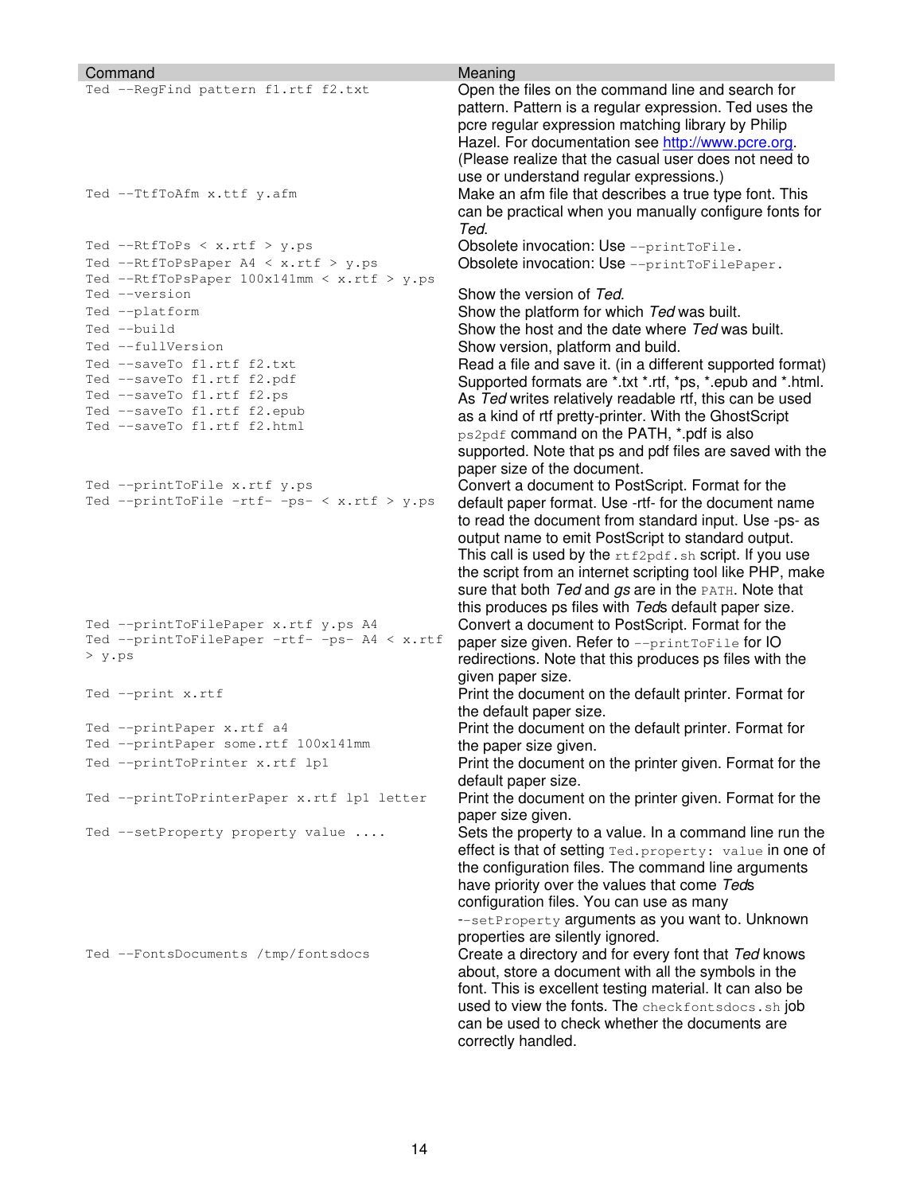| Command | Meaning |
| --- | --- |
| `Ted --RegFind pattern f1.rtf f2.txt` | Open the files on the command line and search for pattern. Pattern is a regular expression. Ted uses the pcre regular expression matching library by Philip Hazel. For documentation see http://www.pcre.org. (Please realize that the casual user does not need to use or understand regular expressions.) |
| `Ted --TtfToAfm x.ttf y.afm` | Make an afm file that describes a true type font. This can be practical when you manually configure fonts for *Ted*. |
| `Ted --RtfToPs < x.rtf > y.ps` | Obsolete invocation: Use `--printToFile`. |
| `Ted --RtfToPsPaper A4 < x.rtf > y.ps`<br>`Ted --RtfToPsPaper 100x141mm < x.rtf > y.ps` | Obsolete invocation: Use `--printToFilePaper`. |
| `Ted --version` | Show the version of *Ted*. |
| `Ted --platform` | Show the platform for which *Ted* was built. |
| `Ted --build` | Show the host and the date where *Ted* was built. |
| `Ted --fullVersion` | Show version, platform and build. |
| `Ted --saveTo f1.rtf f2.txt`<br>`Ted --saveTo f1.rtf f2.pdf`<br>`Ted --saveTo f1.rtf f2.ps`<br>`Ted --saveTo f1.rtf f2.epub`<br>`Ted --saveTo f1.rtf f2.html` | Read a file and save it. (in a different supported format) Supported formats are *.txt *.rtf, *ps, *.epub and *.html. As *Ted* writes relatively readable rtf, this can be used as a kind of rtf pretty-printer. With the GhostScript `ps2pdf` command on the PATH, *.pdf is also supported. Note that ps and pdf files are saved with the paper size of the document. |
| `Ted --printToFile x.rtf y.ps`<br>`Ted --printToFile -rtf- -ps- < x.rtf > y.ps` | Convert a document to PostScript. Format for the default paper format. Use -rtf- for the document name to read the document from standard input. Use -ps- as output name to emit PostScript to standard output. This call is used by the `rtf2pdf.sh` script. If you use the script from an internet scripting tool like PHP, make sure that both *Ted* and *gs* are in the `PATH`. Note that this produces ps files with *Ted*s default paper size. |
| `Ted --printToFilePaper x.rtf y.ps A4`<br>`Ted --printToFilePaper -rtf- -ps- A4 < x.rtf > y.ps` | Convert a document to PostScript. Format for the paper size given. Refer to `--printToFile` for IO redirections. Note that this produces ps files with the given paper size. |
| `Ted --print x.rtf` | Print the document on the default printer. Format for the default paper size. |
| `Ted --printPaper x.rtf a4`<br>`Ted --printPaper some.rtf 100x141mm` | Print the document on the default printer. Format for the paper size given. |
| `Ted --printToPrinter x.rtf lp1` | Print the document on the printer given. Format for the default paper size. |
| `Ted --printToPrinterPaper x.rtf lp1 letter` | Print the document on the printer given. Format for the paper size given. |
| `Ted --setProperty property value ....` | Sets the property to a value. In a command line run the effect is that of setting `Ted.property: value` in one of the configuration files. The command line arguments have priority over the values that come *Ted*s configuration files. You can use as many `--setProperty` arguments as you want to. Unknown properties are silently ignored. |
| `Ted --FontsDocuments /tmp/fontsdocs` | Create a directory and for every font that *Ted* knows about, store a document with all the symbols in the font. This is excellent testing material. It can also be used to view the fonts. The `checkfontsdocs.sh` job can be used to check whether the documents are correctly handled. |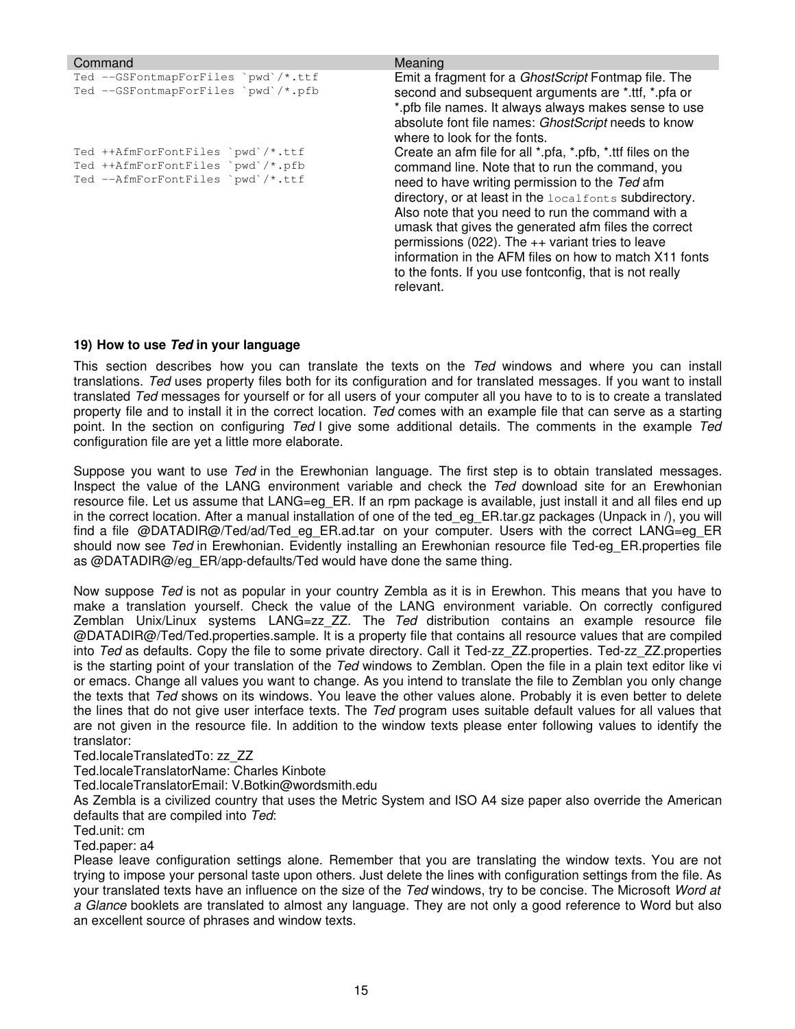| Command | Meaning |
| --- | --- |
| `Ted --GSFontmapForFiles `pwd`/*.ttf`<br>`Ted --GSFontmapForFiles `pwd`/*.pfb` | Emit a fragment for a *GhostScript* Fontmap file. The second and subsequent arguments are *.ttf, *.pfa or *.pfb file names. It always always makes sense to use absolute font file names: *GhostScript* needs to know where to look for the fonts. |
| `Ted ++AfmForFontFiles `pwd`/*.ttf`<br>`Ted ++AfmForFontFiles `pwd`/*.pfb`<br>`Ted --AfmForFontFiles `pwd`/*.ttf` | Create an afm file for all *.pfa, *.pfb, *.ttf files on the command line. Note that to run the command, you need to have writing permission to the *Ted* afm directory, or at least in the `localfonts` subdirectory. Also note that you need to run the command with a umask that gives the generated afm files the correct permissions (022). The ++ variant tries to leave information in the AFM files on how to match X11 fonts to the fonts. If you use fontconfig, that is not really relevant. |

### 19) How to use *Ted* in your language

This section describes how you can translate the texts on the *Ted* windows and where you can install translations. *Ted* uses property files both for its configuration and for translated messages. If you want to install translated *Ted* messages for yourself or for all users of your computer all you have to to is to create a translated property file and to install it in the correct location. *Ted* comes with an example file that can serve as a starting point. In the section on configuring *Ted* I give some additional details. The comments in the example *Ted* configuration file are yet a little more elaborate.

Suppose you want to use *Ted* in the Erewhonian language. The first step is to obtain translated messages. Inspect the value of the LANG environment variable and check the *Ted* download site for an Erewhonian resource file. Let us assume that LANG=eg_ER. If an rpm package is available, just install it and all files end up in the correct location. After a manual installation of one of the ted_eg_ER.tar.gz packages (Unpack in /), you will find a file @DATADIR@/Ted/ad/Ted_eg_ER.ad.tar on your computer. Users with the correct LANG=eg_ER should now see *Ted* in Erewhonian. Evidently installing an Erewhonian resource file Ted-eg_ER.properties file as @DATADIR@/eg_ER/app-defaults/Ted would have done the same thing.

Now suppose *Ted* is not as popular in your country Zembla as it is in Erewhon. This means that you have to make a translation yourself. Check the value of the LANG environment variable. On correctly configured Zemblan Unix/Linux systems LANG=zz_ZZ. The *Ted* distribution contains an example resource file @DATADIR@/Ted/Ted.properties.sample. It is a property file that contains all resource values that are compiled into *Ted* as defaults. Copy the file to some private directory. Call it Ted-zz_ZZ.properties. Ted-zz_ZZ.properties is the starting point of your translation of the *Ted* windows to Zemblan. Open the file in a plain text editor like vi or emacs. Change all values you want to change. As you intend to translate the file to Zemblan you only change the texts that *Ted* shows on its windows. You leave the other values alone. Probably it is even better to delete the lines that do not give user interface texts. The *Ted* program uses suitable default values for all values that are not given in the resource file. In addition to the window texts please enter following values to identify the translator:
Ted.localeTranslatedTo: zz_ZZ
Ted.localeTranslatorName: Charles Kinbote
Ted.localeTranslatorEmail: V.Botkin@wordsmith.edu
As Zembla is a civilized country that uses the Metric System and ISO A4 size paper also override the American defaults that are compiled into *Ted*:
Ted.unit: cm
Ted.paper: a4
Please leave configuration settings alone. Remember that you are translating the window texts. You are not trying to impose your personal taste upon others. Just delete the lines with configuration settings from the file. As your translated texts have an influence on the size of the *Ted* windows, try to be concise. The Microsoft *Word at a Glance* booklets are translated to almost any language. They are not only a good reference to Word but also an excellent source of phrases and window texts.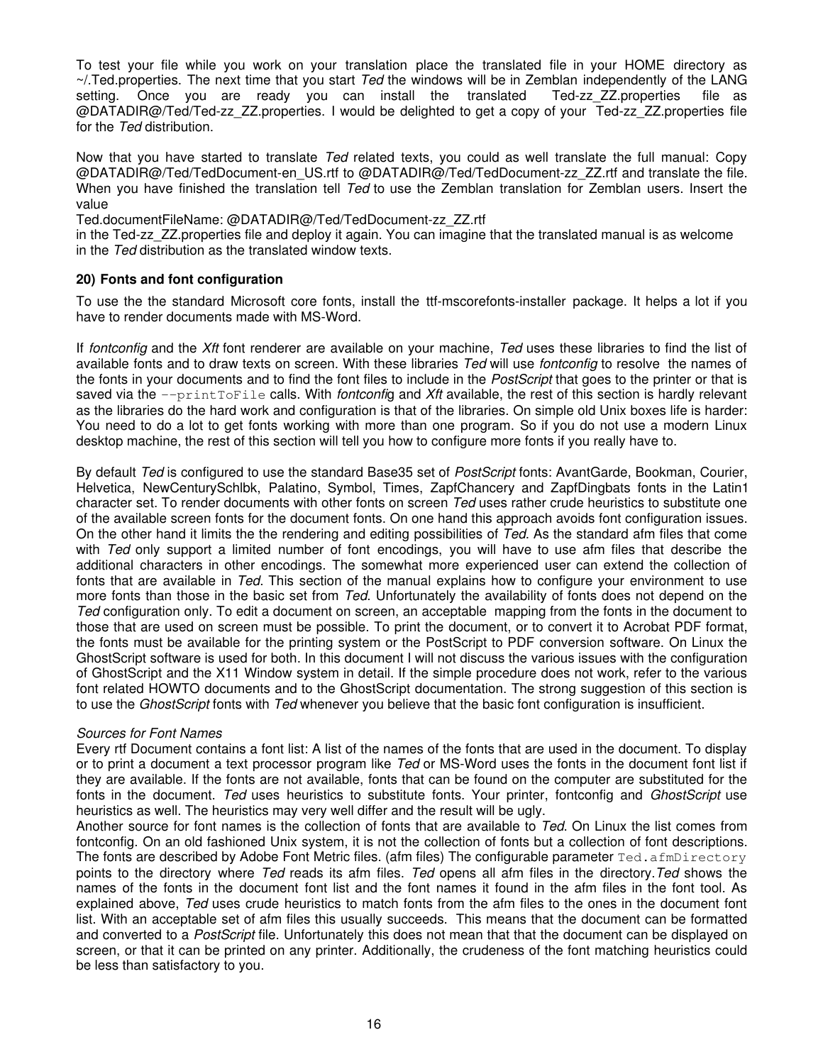To test your file while you work on your translation place the translated file in your HOME directory as ~/.Ted.properties. The next time that you start *Ted* the windows will be in Zemblan independently of the LANG setting. Once you are ready you can install the translated Ted-zz_ZZ.properties file as @DATADIR@/Ted/Ted-zz_ZZ.properties. I would be delighted to get a copy of your Ted-zz_ZZ.properties file for the *Ted* distribution.

Now that you have started to translate *Ted* related texts, you could as well translate the full manual: Copy @DATADIR@/Ted/TedDocument-en_US.rtf to @DATADIR@/Ted/TedDocument-zz_ZZ.rtf and translate the file. When you have finished the translation tell *Ted* to use the Zemblan translation for Zemblan users. Insert the value
Ted.documentFileName: @DATADIR@/Ted/TedDocument-zz_ZZ.rtf
in the Ted-zz_ZZ.properties file and deploy it again. You can imagine that the translated manual is as welcome in the *Ted* distribution as the translated window texts.

### 20) Fonts and font configuration

To use the the standard Microsoft core fonts, install the ttf-mscorefonts-installer package. It helps a lot if you have to render documents made with MS-Word.

If *fontconfig* and the *Xft* font renderer are available on your machine, *Ted* uses these libraries to find the list of available fonts and to draw texts on screen. With these libraries *Ted* will use *fontconfig* to resolve the names of the fonts in your documents and to find the font files to include in the *PostScript* that goes to the printer or that is saved via the `--printToFile` calls. With *fontconfig* and *Xft* available, the rest of this section is hardly relevant as the libraries do the hard work and configuration is that of the libraries. On simple old Unix boxes life is harder: You need to do a lot to get fonts working with more than one program. So if you do not use a modern Linux desktop machine, the rest of this section will tell you how to configure more fonts if you really have to.

By default *Ted* is configured to use the standard Base35 set of *PostScript* fonts: AvantGarde, Bookman, Courier, Helvetica, NewCenturySchlbk, Palatino, Symbol, Times, ZapfChancery and ZapfDingbats fonts in the Latin1 character set. To render documents with other fonts on screen *Ted* uses rather crude heuristics to substitute one of the available screen fonts for the document fonts. On one hand this approach avoids font configuration issues. On the other hand it limits the the rendering and editing possibilities of *Ted*. As the standard afm files that come with *Ted* only support a limited number of font encodings, you will have to use afm files that describe the additional characters in other encodings. The somewhat more experienced user can extend the collection of fonts that are available in *Ted*. This section of the manual explains how to configure your environment to use more fonts than those in the basic set from *Ted*. Unfortunately the availability of fonts does not depend on the *Ted* configuration only. To edit a document on screen, an acceptable mapping from the fonts in the document to those that are used on screen must be possible. To print the document, or to convert it to Acrobat PDF format, the fonts must be available for the printing system or the PostScript to PDF conversion software. On Linux the GhostScript software is used for both. In this document I will not discuss the various issues with the configuration of GhostScript and the X11 Window system in detail. If the simple procedure does not work, refer to the various font related HOWTO documents and to the GhostScript documentation. The strong suggestion of this section is to use the *GhostScript* fonts with *Ted* whenever you believe that the basic font configuration is insufficient.

*Sources for Font Names*
Every rtf Document contains a font list: A list of the names of the fonts that are used in the document. To display or to print a document a text processor program like *Ted* or MS-Word uses the fonts in the document font list if they are available. If the fonts are not available, fonts that can be found on the computer are substituted for the fonts in the document. *Ted* uses heuristics to substitute fonts. Your printer, fontconfig and *GhostScript* use heuristics as well. The heuristics may very well differ and the result will be ugly.
Another source for font names is the collection of fonts that are available to *Ted*. On Linux the list comes from fontconfig. On an old fashioned Unix system, it is not the collection of fonts but a collection of font descriptions. The fonts are described by Adobe Font Metric files. (afm files) The configurable parameter `Ted.afmDirectory` points to the directory where *Ted* reads its afm files. *Ted* opens all afm files in the directory. *Ted* shows the names of the fonts in the document font list and the font names it found in the afm files in the font tool. As explained above, *Ted* uses crude heuristics to match fonts from the afm files to the ones in the document font list. With an acceptable set of afm files this usually succeeds. This means that the document can be formatted and converted to a *PostScript* file. Unfortunately this does not mean that that the document can be displayed on screen, or that it can be printed on any printer. Additionally, the crudeness of the font matching heuristics could be less than satisfactory to you.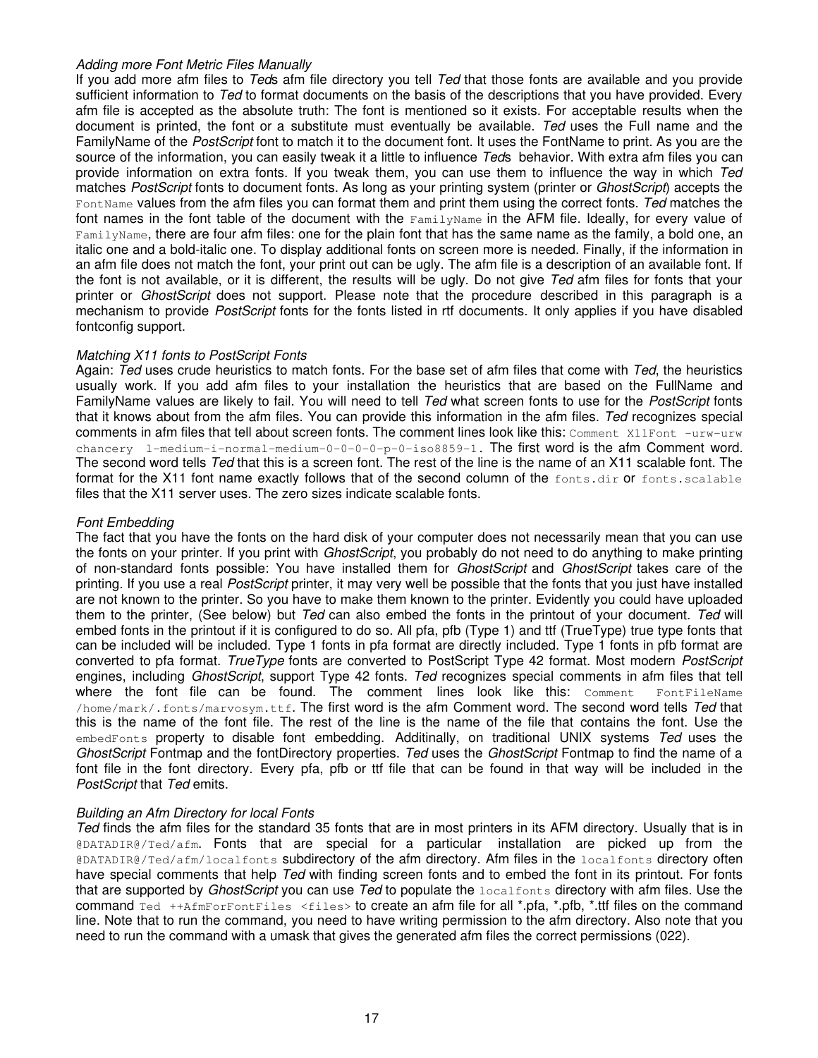*Adding more Font Metric Files Manually*
If you add more afm files to *Ted*s afm file directory you tell *Ted* that those fonts are available and you provide sufficient information to *Ted* to format documents on the basis of the descriptions that you have provided. Every afm file is accepted as the absolute truth: The font is mentioned so it exists. For acceptable results when the document is printed, the font or a substitute must eventually be available. *Ted* uses the Full name and the FamilyName of the *PostScript* font to match it to the document font. It uses the FontName to print. As you are the source of the information, you can easily tweak it a little to influence *Ted*s behavior. With extra afm files you can provide information on extra fonts. If you tweak them, you can use them to influence the way in which *Ted* matches *PostScript* fonts to document fonts. As long as your printing system (printer or *GhostScript*) accepts the `FontName` values from the afm files you can format them and print them using the correct fonts. *Ted* matches the font names in the font table of the document with the `FamilyName` in the AFM file. Ideally, for every value of `FamilyName`, there are four afm files: one for the plain font that has the same name as the family, a bold one, an italic one and a bold-italic one. To display additional fonts on screen more is needed. Finally, if the information in an afm file does not match the font, your print out can be ugly. The afm file is a description of an available font. If the font is not available, or it is different, the results will be ugly. Do not give *Ted* afm files for fonts that your printer or *GhostScript* does not support. Please note that the procedure described in this paragraph is a mechanism to provide *PostScript* fonts for the fonts listed in rtf documents. It only applies if you have disabled fontconfig support.

*Matching X11 fonts to PostScript Fonts*
Again: *Ted* uses crude heuristics to match fonts. For the base set of afm files that come with *Ted*, the heuristics usually work. If you add afm files to your installation the heuristics that are based on the FullName and FamilyName values are likely to fail. You will need to tell *Ted* what screen fonts to use for the *PostScript* fonts that it knows about from the afm files. You can provide this information in the afm files. *Ted* recognizes special comments in afm files that tell about screen fonts. The comment lines look like this: `Comment X11Font -urw-urw chancery l-medium-i-normal-medium-0-0-0-0-p-0-iso8859-1`. The first word is the afm Comment word. The second word tells *Ted* that this is a screen font. The rest of the line is the name of an X11 scalable font. The format for the X11 font name exactly follows that of the second column of the `fonts.dir` or `fonts.scalable` files that the X11 server uses. The zero sizes indicate scalable fonts.

*Font Embedding*
The fact that you have the fonts on the hard disk of your computer does not necessarily mean that you can use the fonts on your printer. If you print with *GhostScript*, you probably do not need to do anything to make printing of non-standard fonts possible: You have installed them for *GhostScript* and *GhostScript* takes care of the printing. If you use a real *PostScript* printer, it may very well be possible that the fonts that you just have installed are not known to the printer. So you have to make them known to the printer. Evidently you could have uploaded them to the printer, (See below) but *Ted* can also embed the fonts in the printout of your document. *Ted* will embed fonts in the printout if it is configured to do so. All pfa, pfb (Type 1) and ttf (TrueType) true type fonts that can be included will be included. Type 1 fonts in pfa format are directly included. Type 1 fonts in pfb format are converted to pfa format. *TrueType* fonts are converted to PostScript Type 42 format. Most modern *PostScript* engines, including *GhostScript*, support Type 42 fonts. *Ted* recognizes special comments in afm files that tell where the font file can be found. The comment lines look like this: `Comment FontFileName /home/mark/.fonts/marvosym.ttf`. The first word is the afm Comment word. The second word tells *Ted* that this is the name of the font file. The rest of the line is the name of the file that contains the font. Use the `embedFonts` property to disable font embedding. Additinally, on traditional UNIX systems *Ted* uses the *GhostScript* Fontmap and the fontDirectory properties. *Ted* uses the *GhostScript* Fontmap to find the name of a font file in the font directory. Every pfa, pfb or ttf file that can be found in that way will be included in the *PostScript* that *Ted* emits.

*Building an Afm Directory for local Fonts*
*Ted* finds the afm files for the standard 35 fonts that are in most printers in its AFM directory. Usually that is in `@DATADIR@/Ted/afm`. Fonts that are special for a particular installation are picked up from the `@DATADIR@/Ted/afm/localfonts` subdirectory of the afm directory. Afm files in the `localfonts` directory often have special comments that help *Ted* with finding screen fonts and to embed the font in its printout. For fonts that are supported by *GhostScript* you can use *Ted* to populate the `localfonts` directory with afm files. Use the command `Ted ++AfmForFontFiles <files>` to create an afm file for all *.pfa, *.pfb, *.ttf files on the command line. Note that to run the command, you need to have writing permission to the afm directory. Also note that you need to run the command with a umask that gives the generated afm files the correct permissions (022).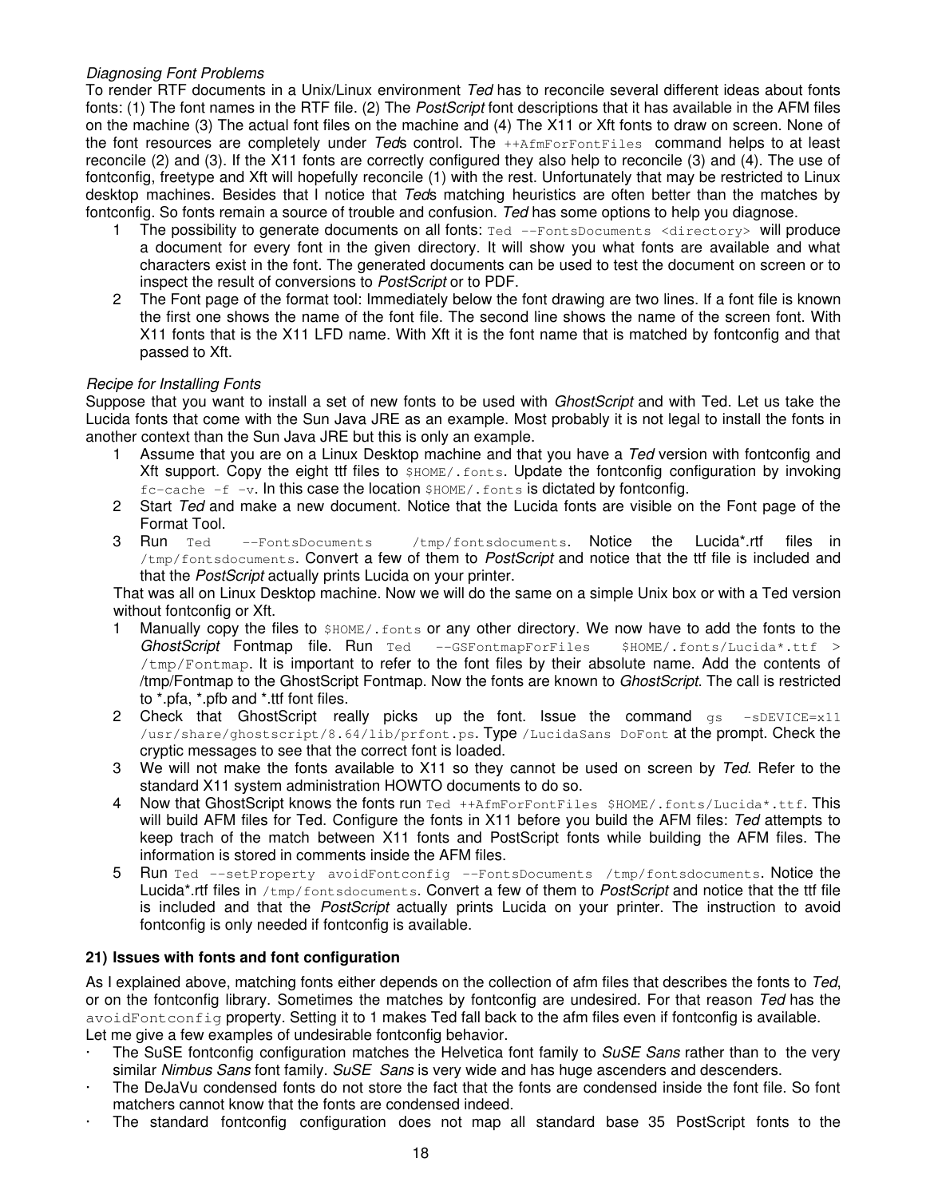*Diagnosing Font Problems*

To render RTF documents in a Unix/Linux environment *Ted* has to reconcile several different ideas about fonts fonts: (1) The font names in the RTF file. (2) The *PostScript* font descriptions that it has available in the AFM files on the machine (3) The actual font files on the machine and (4) The X11 or Xft fonts to draw on screen. None of the font resources are completely under *Ted*s control. The `++AfmForFontFiles` command helps to at least reconcile (2) and (3). If the X11 fonts are correctly configured they also help to reconcile (3) and (4). The use of fontconfig, freetype and Xft will hopefully reconcile (1) with the rest. Unfortunately that may be restricted to Linux desktop machines. Besides that I notice that *Ted*s matching heuristics are often better than the matches by fontconfig. So fonts remain a source of trouble and confusion. *Ted* has some options to help you diagnose.

1. The possibility to generate documents on all fonts: `Ted --FontsDocuments <directory>` will produce a document for every font in the given directory. It will show you what fonts are available and what characters exist in the font. The generated documents can be used to test the document on screen or to inspect the result of conversions to *PostScript* or to PDF.
2. The Font page of the format tool: Immediately below the font drawing are two lines. If a font file is known the first one shows the name of the font file. The second line shows the name of the screen font. With X11 fonts that is the X11 LFD name. With Xft it is the font name that is matched by fontconfig and that passed to Xft.

*Recipe for Installing Fonts*

Suppose that you want to install a set of new fonts to be used with *GhostScript* and with Ted. Let us take the Lucida fonts that come with the Sun Java JRE as an example. Most probably it is not legal to install the fonts in another context than the Sun Java JRE but this is only an example.

1. Assume that you are on a Linux Desktop machine and that you have a *Ted* version with fontconfig and Xft support. Copy the eight ttf files to `$HOME/.fonts`. Update the fontconfig configuration by invoking `fc-cache -f -v`. In this case the location `$HOME/.fonts` is dictated by fontconfig.
2. Start *Ted* and make a new document. Notice that the Lucida fonts are visible on the Font page of the Format Tool.
3. Run `Ted --FontsDocuments /tmp/fontsdocuments`. Notice the Lucida*.rtf files in `/tmp/fontsdocuments`. Convert a few of them to *PostScript* and notice that the ttf file is included and that the *PostScript* actually prints Lucida on your printer.

That was all on Linux Desktop machine. Now we will do the same on a simple Unix box or with a Ted version without fontconfig or Xft.

1. Manually copy the files to `$HOME/.fonts` or any other directory. We now have to add the fonts to the *GhostScript* Fontmap file. Run `Ted --GSFontmapForFiles $HOME/.fonts/Lucida*.ttf > /tmp/Fontmap`. It is important to refer to the font files by their absolute name. Add the contents of /tmp/Fontmap to the GhostScript Fontmap. Now the fonts are known to *GhostScript*. The call is restricted to *.pfa, *.pfb and *.ttf font files.
2. Check that GhostScript really picks up the font. Issue the command `gs -sDEVICE=x11 /usr/share/ghostscript/8.64/lib/prfont.ps`. Type `/LucidaSans DoFont` at the prompt. Check the cryptic messages to see that the correct font is loaded.
3. We will not make the fonts available to X11 so they cannot be used on screen by *Ted*. Refer to the standard X11 system administration HOWTO documents to do so.
4. Now that GhostScript knows the fonts run `Ted ++AfmForFontFiles $HOME/.fonts/Lucida*.ttf`. This will build AFM files for Ted. Configure the fonts in X11 before you build the AFM files: *Ted* attempts to keep trach of the match between X11 fonts and PostScript fonts while building the AFM files. The information is stored in comments inside the AFM files.
5. Run `Ted --setProperty avoidFontconfig --FontsDocuments /tmp/fontsdocuments`. Notice the Lucida*.rtf files in `/tmp/fontsdocuments`. Convert a few of them to *PostScript* and notice that the ttf file is included and that the *PostScript* actually prints Lucida on your printer. The instruction to avoid fontconfig is only needed if fontconfig is available.

## 21) Issues with fonts and font configuration

As I explained above, matching fonts either depends on the collection of afm files that describes the fonts to *Ted*, or on the fontconfig library. Sometimes the matches by fontconfig are undesired. For that reason *Ted* has the `avoidFontconfig` property. Setting it to 1 makes Ted fall back to the afm files even if fontconfig is available.

Let me give a few examples of undesirable fontconfig behavior.

- The SuSE fontconfig configuration matches the Helvetica font family to *SuSE Sans* rather than to the very similar *Nimbus Sans* font family. *SuSE Sans* is very wide and has huge ascenders and descenders.
- The DeJaVu condensed fonts do not store the fact that the fonts are condensed inside the font file. So font matchers cannot know that the fonts are condensed indeed.
- The standard fontconfig configuration does not map all standard base 35 PostScript fonts to the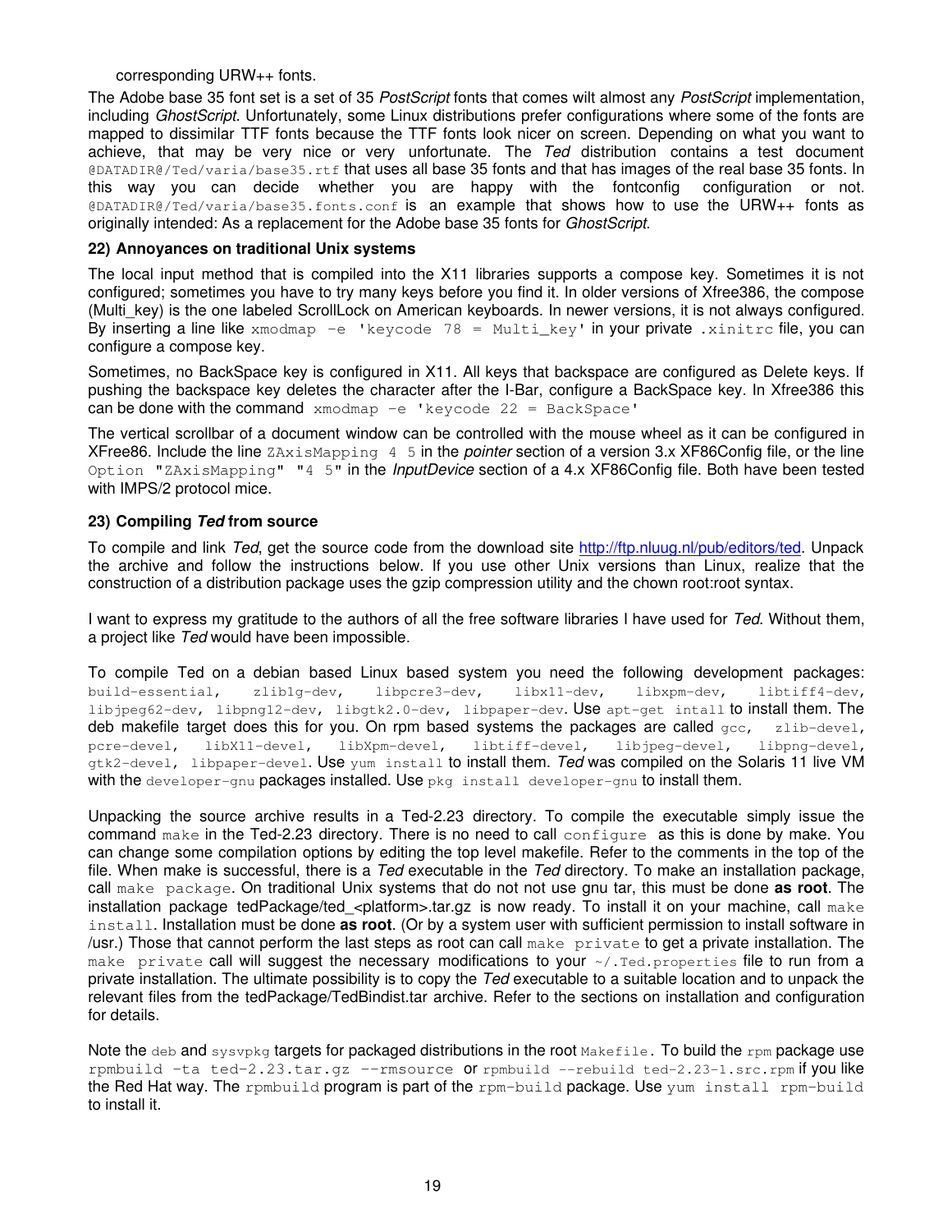corresponding URW++ fonts.

The Adobe base 35 font set is a set of 35 *PostScript* fonts that comes wilt almost any *PostScript* implementation, including *GhostScript*. Unfortunately, some Linux distributions prefer configurations where some of the fonts are mapped to dissimilar TTF fonts because the TTF fonts look nicer on screen. Depending on what you want to achieve, that may be very nice or very unfortunate. The *Ted* distribution contains a test document `@DATADIR@/Ted/varia/base35.rtf` that uses all base 35 fonts and that has images of the real base 35 fonts. In this way you can decide whether you are happy with the fontconfig configuration or not. `@DATADIR@/Ted/varia/base35.fonts.conf` is an example that shows how to use the URW++ fonts as originally intended: As a replacement for the Adobe base 35 fonts for *GhostScript*.

### 22) Annoyances on traditional Unix systems

The local input method that is compiled into the X11 libraries supports a compose key. Sometimes it is not configured; sometimes you have to try many keys before you find it. In older versions of Xfree386, the compose (Multi_key) is the one labeled ScrollLock on American keyboards. In newer versions, it is not always configured. By inserting a line like `xmodmap -e 'keycode 78 = Multi_key'` in your private `.xinitrc` file, you can configure a compose key.

Sometimes, no BackSpace key is configured in X11. All keys that backspace are configured as Delete keys. If pushing the backspace key deletes the character after the I-Bar, configure a BackSpace key. In Xfree386 this can be done with the command `xmodmap -e 'keycode 22 = BackSpace'`

The vertical scrollbar of a document window can be controlled with the mouse wheel as it can be configured in XFree86. Include the line `ZAxisMapping 4 5` in the *pointer* section of a version 3.x XF86Config file, or the line `Option "ZAxisMapping" "4 5"` in the *InputDevice* section of a 4.x XF86Config file. Both have been tested with IMPS/2 protocol mice.

### 23) Compiling *Ted* from source

To compile and link *Ted*, get the source code from the download site http://ftp.nluug.nl/pub/editors/ted. Unpack the archive and follow the instructions below. If you use other Unix versions than Linux, realize that the construction of a distribution package uses the gzip compression utility and the chown root:root syntax.

I want to express my gratitude to the authors of all the free software libraries I have used for *Ted*. Without them, a project like *Ted* would have been impossible.

To compile Ted on a debian based Linux based system you need the following development packages: `build-essential, zlib1g-dev, libpcre3-dev, libx11-dev, libxpm-dev, libtiff4-dev, libjpeg62-dev, libpng12-dev, libgtk2.0-dev, libpaper-dev`. Use `apt-get intall` to install them. The deb makefile target does this for you. On rpm based systems the packages are called `gcc, zlib-devel, pcre-devel, libX11-devel, libXpm-devel, libtiff-devel, libjpeg-devel, libpng-devel, gtk2-devel, libpaper-devel`. Use `yum install` to install them. *Ted* was compiled on the Solaris 11 live VM with the `developer-gnu` packages installed. Use `pkg install developer-gnu` to install them.

Unpacking the source archive results in a Ted-2.23 directory. To compile the executable simply issue the command `make` in the Ted-2.23 directory. There is no need to call `configure` as this is done by make. You can change some compilation options by editing the top level makefile. Refer to the comments in the top of the file. When make is successful, there is a *Ted* executable in the *Ted* directory. To make an installation package, call `make package`. On traditional Unix systems that do not not use gnu tar, this must be done **as root**. The installation package tedPackage/ted_<platform>.tar.gz is now ready. To install it on your machine, call `make install`. Installation must be done **as root**. (Or by a system user with sufficient permission to install software in /usr.) Those that cannot perform the last steps as root can call `make private` to get a private installation. The `make private` call will suggest the necessary modifications to your `~/.Ted.properties` file to run from a private installation. The ultimate possibility is to copy the *Ted* executable to a suitable location and to unpack the relevant files from the tedPackage/TedBindist.tar archive. Refer to the sections on installation and configuration for details.

Note the `deb` and `sysvpkg` targets for packaged distributions in the root `Makefile`. To build the `rpm` package use `rpmbuild -ta ted-2.23.tar.gz --rmsource` or `rpmbuild --rebuild ted-2.23-1.src.rpm` if you like the Red Hat way. The `rpmbuild` program is part of the `rpm-build` package. Use `yum install rpm-build` to install it.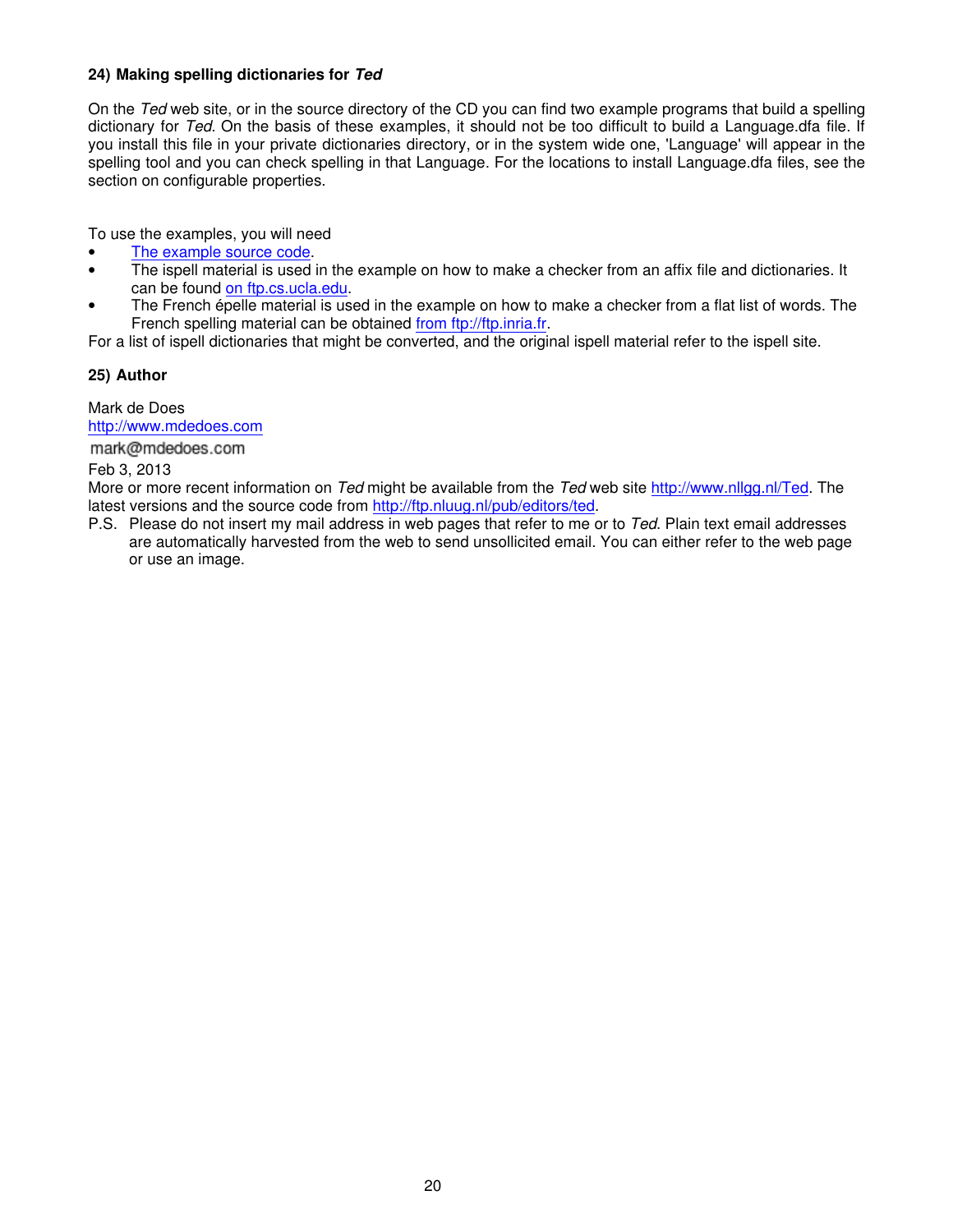### 24) Making spelling dictionaries for *Ted*

On the *Ted* web site, or in the source directory of the CD you can find two example programs that build a spelling dictionary for *Ted*. On the basis of these examples, it should not be too difficult to build a Language.dfa file. If you install this file in your private dictionaries directory, or in the system wide one, 'Language' will appear in the spelling tool and you can check spelling in that Language. For the locations to install Language.dfa files, see the section on configurable properties.

To use the examples, you will need

- The example source code.
- The ispell material is used in the example on how to make a checker from an affix file and dictionaries. It can be found on ftp.cs.ucla.edu.
- The French épelle material is used in the example on how to make a checker from a flat list of words. The French spelling material can be obtained from ftp://ftp.inria.fr.

For a list of ispell dictionaries that might be converted, and the original ispell material refer to the ispell site.

### 25) Author

Mark de Does
http://www.mdedoes.com
mark@mdedoes.com
Feb 3, 2013
More or more recent information on *Ted* might be available from the *Ted* web site http://www.nllgg.nl/Ted. The latest versions and the source code from http://ftp.nluug.nl/pub/editors/ted.

P.S. Please do not insert my mail address in web pages that refer to me or to *Ted*. Plain text email addresses are automatically harvested from the web to send unsollicited email. You can either refer to the web page or use an image.